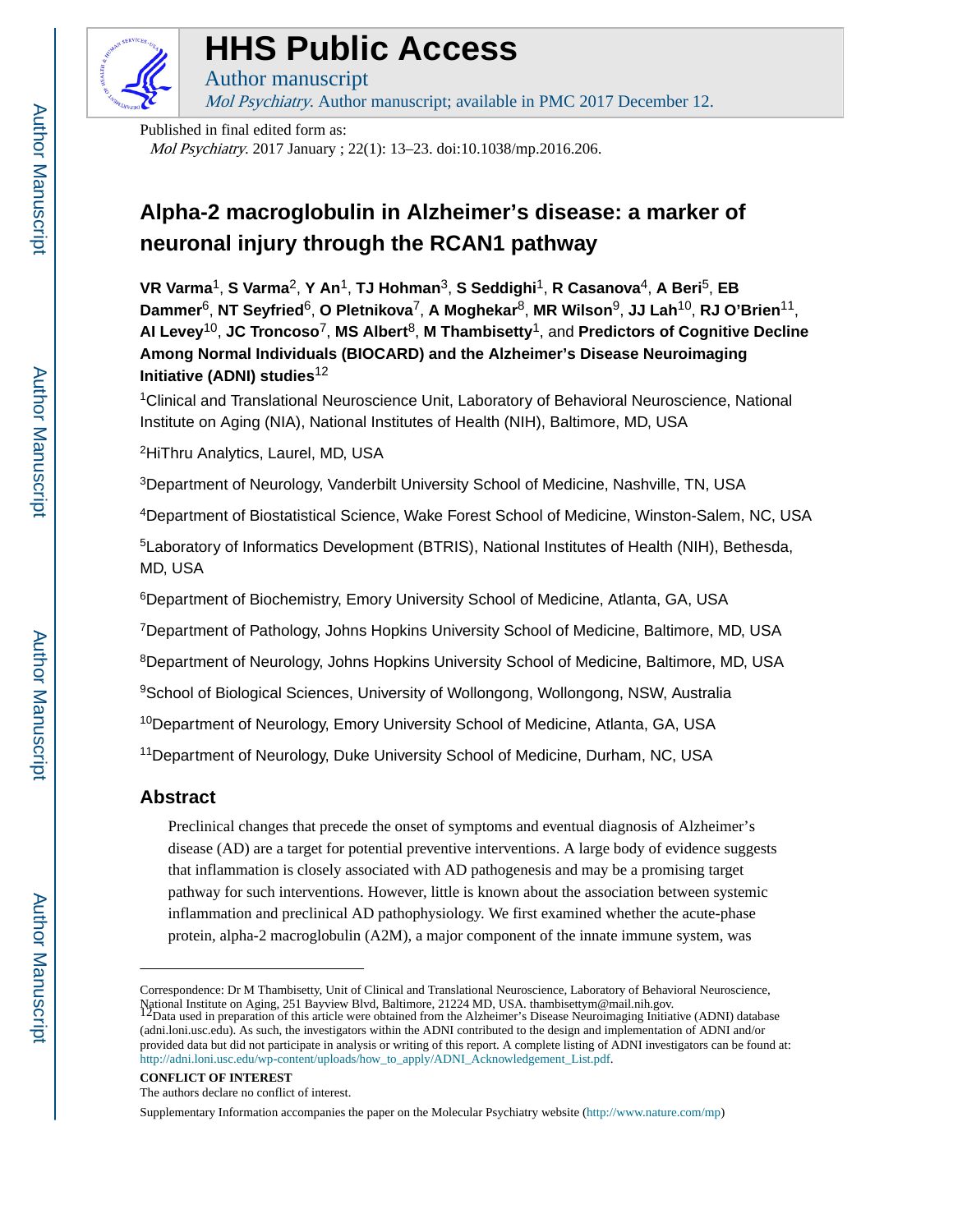# HHS Public Access

Author manuscript

*Mol Psychiatry*. Author manuscript; available in PMC 2017 December 12.

Published in final edited form as:

*Mol Psychiatry*. 2017 January ; 22(1): 13–23. doi:10.1038/mp.2016.206.

# Alpha-2 macroglobulin in Alzheimer's disease: a marker of neuronal injury through the RCAN1 pathway

**VR Varma**[1], **S Varma**[2], **Y An**[1], **TJ Hohman**[3], **S Seddighi**[1], **R Casanova**[4], **A Beri**[5], **EB Dammer**[6], **NT Seyfried**[6], **O Pletnikova**[7], **A Moghekar**[8], **MR Wilson**[9], **JJ Lah**[10], **RJ O'Brien**[11], **AI Levey**[10], **JC Troncoso**[7], **MS Albert**[8], **M Thambisetty**[1], and **Predictors of Cognitive Decline Among Normal Individuals (BIOCARD) and the Alzheimer's Disease Neuroimaging Initiative (ADNI) studies**[12]

[1]Clinical and Translational Neuroscience Unit, Laboratory of Behavioral Neuroscience, National Institute on Aging (NIA), National Institutes of Health (NIH), Baltimore, MD, USA

[2]HiThru Analytics, Laurel, MD, USA

[3]Department of Neurology, Vanderbilt University School of Medicine, Nashville, TN, USA

[4]Department of Biostatistical Science, Wake Forest School of Medicine, Winston-Salem, NC, USA

[5]Laboratory of Informatics Development (BTRIS), National Institutes of Health (NIH), Bethesda, MD, USA

[6]Department of Biochemistry, Emory University School of Medicine, Atlanta, GA, USA

[7]Department of Pathology, Johns Hopkins University School of Medicine, Baltimore, MD, USA

[8]Department of Neurology, Johns Hopkins University School of Medicine, Baltimore, MD, USA

[9]School of Biological Sciences, University of Wollongong, Wollongong, NSW, Australia

[10]Department of Neurology, Emory University School of Medicine, Atlanta, GA, USA

[11]Department of Neurology, Duke University School of Medicine, Durham, NC, USA

## Abstract

Preclinical changes that precede the onset of symptoms and eventual diagnosis of Alzheimer's disease (AD) are a target for potential preventive interventions. A large body of evidence suggests that inflammation is closely associated with AD pathogenesis and may be a promising target pathway for such interventions. However, little is known about the association between systemic inflammation and preclinical AD pathophysiology. We first examined whether the acute-phase protein, alpha-2 macroglobulin (A2M), a major component of the innate immune system, was

---

Correspondence: Dr M Thambisetty, Unit of Clinical and Translational Neuroscience, Laboratory of Behavioral Neuroscience, National Institute on Aging, 251 Bayview Blvd, Baltimore, 21224 MD, USA. thambisettym@mail.nih.gov.

[12]Data used in preparation of this article were obtained from the Alzheimer's Disease Neuroimaging Initiative (ADNI) database (adni.loni.usc.edu). As such, the investigators within the ADNI contributed to the design and implementation of ADNI and/or provided data but did not participate in analysis or writing of this report. A complete listing of ADNI investigators can be found at: http://adni.loni.usc.edu/wp-content/uploads/how_to_apply/ADNI_Acknowledgement_List.pdf.

**CONFLICT OF INTEREST**

The authors declare no conflict of interest.

Supplementary Information accompanies the paper on the Molecular Psychiatry website (http://www.nature.com/mp)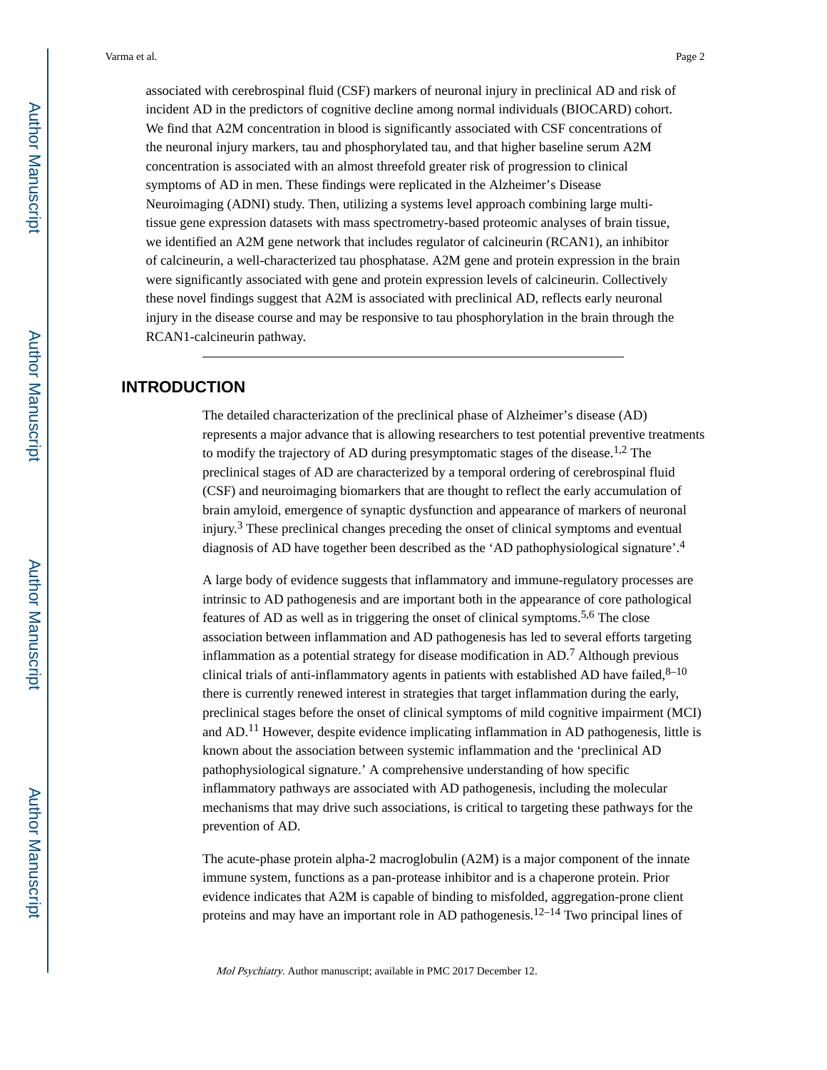associated with cerebrospinal fluid (CSF) markers of neuronal injury in preclinical AD and risk of incident AD in the predictors of cognitive decline among normal individuals (BIOCARD) cohort. We find that A2M concentration in blood is significantly associated with CSF concentrations of the neuronal injury markers, tau and phosphorylated tau, and that higher baseline serum A2M concentration is associated with an almost threefold greater risk of progression to clinical symptoms of AD in men. These findings were replicated in the Alzheimer's Disease Neuroimaging (ADNI) study. Then, utilizing a systems level approach combining large multi-tissue gene expression datasets with mass spectrometry-based proteomic analyses of brain tissue, we identified an A2M gene network that includes regulator of calcineurin (RCAN1), an inhibitor of calcineurin, a well-characterized tau phosphatase. A2M gene and protein expression in the brain were significantly associated with gene and protein expression levels of calcineurin. Collectively these novel findings suggest that A2M is associated with preclinical AD, reflects early neuronal injury in the disease course and may be responsive to tau phosphorylation in the brain through the RCAN1-calcineurin pathway.

## INTRODUCTION

The detailed characterization of the preclinical phase of Alzheimer's disease (AD) represents a major advance that is allowing researchers to test potential preventive treatments to modify the trajectory of AD during presymptomatic stages of the disease.[1,2] The preclinical stages of AD are characterized by a temporal ordering of cerebrospinal fluid (CSF) and neuroimaging biomarkers that are thought to reflect the early accumulation of brain amyloid, emergence of synaptic dysfunction and appearance of markers of neuronal injury.[3] These preclinical changes preceding the onset of clinical symptoms and eventual diagnosis of AD have together been described as the 'AD pathophysiological signature'.[4]

A large body of evidence suggests that inflammatory and immune-regulatory processes are intrinsic to AD pathogenesis and are important both in the appearance of core pathological features of AD as well as in triggering the onset of clinical symptoms.[5,6] The close association between inflammation and AD pathogenesis has led to several efforts targeting inflammation as a potential strategy for disease modification in AD.[7] Although previous clinical trials of anti-inflammatory agents in patients with established AD have failed,[8–10] there is currently renewed interest in strategies that target inflammation during the early, preclinical stages before the onset of clinical symptoms of mild cognitive impairment (MCI) and AD.[11] However, despite evidence implicating inflammation in AD pathogenesis, little is known about the association between systemic inflammation and the 'preclinical AD pathophysiological signature.' A comprehensive understanding of how specific inflammatory pathways are associated with AD pathogenesis, including the molecular mechanisms that may drive such associations, is critical to targeting these pathways for the prevention of AD.

The acute-phase protein alpha-2 macroglobulin (A2M) is a major component of the innate immune system, functions as a pan-protease inhibitor and is a chaperone protein. Prior evidence indicates that A2M is capable of binding to misfolded, aggregation-prone client proteins and may have an important role in AD pathogenesis.[12–14] Two principal lines of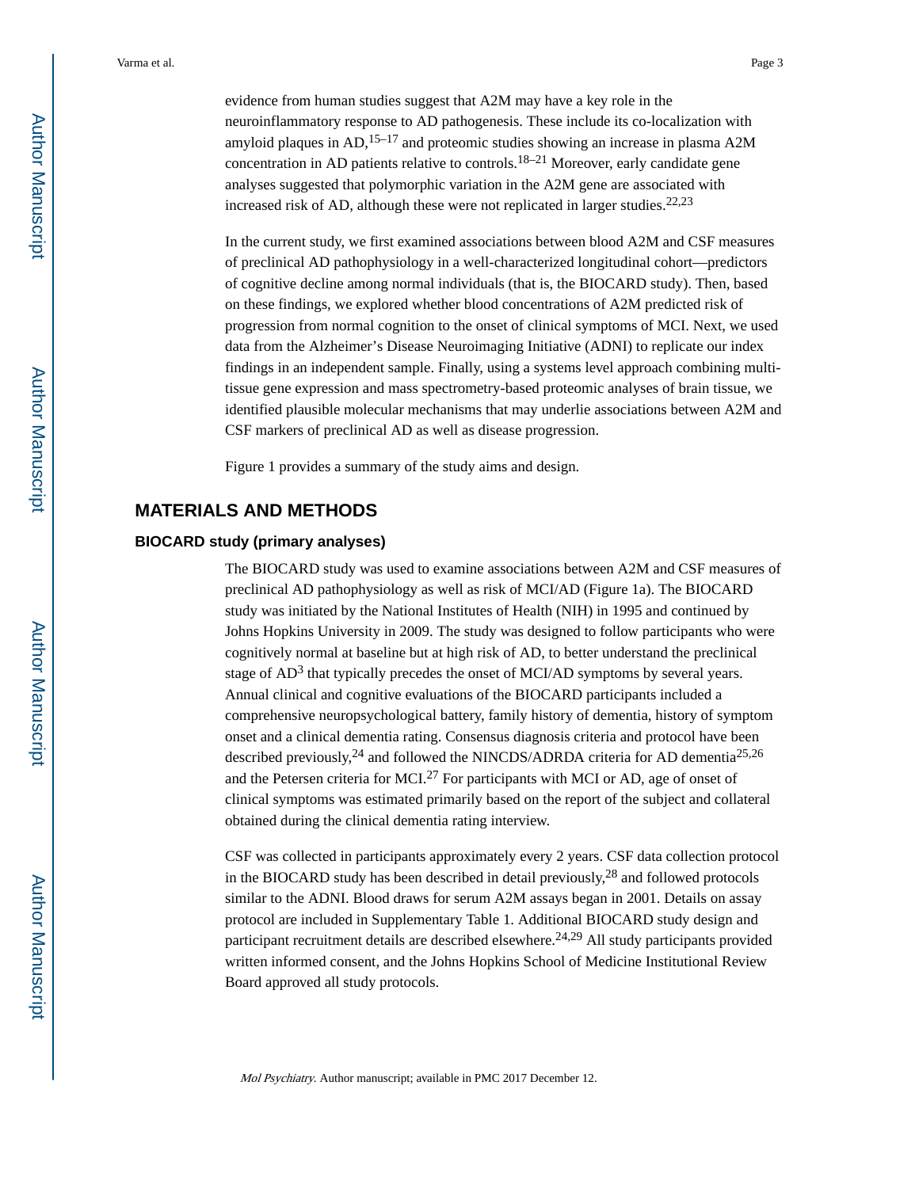evidence from human studies suggest that A2M may have a key role in the neuroinflammatory response to AD pathogenesis. These include its co-localization with amyloid plaques in AD,[15–17] and proteomic studies showing an increase in plasma A2M concentration in AD patients relative to controls.[18–21] Moreover, early candidate gene analyses suggested that polymorphic variation in the A2M gene are associated with increased risk of AD, although these were not replicated in larger studies.[22,23]

In the current study, we first examined associations between blood A2M and CSF measures of preclinical AD pathophysiology in a well-characterized longitudinal cohort—predictors of cognitive decline among normal individuals (that is, the BIOCARD study). Then, based on these findings, we explored whether blood concentrations of A2M predicted risk of progression from normal cognition to the onset of clinical symptoms of MCI. Next, we used data from the Alzheimer's Disease Neuroimaging Initiative (ADNI) to replicate our index findings in an independent sample. Finally, using a systems level approach combining multi-tissue gene expression and mass spectrometry-based proteomic analyses of brain tissue, we identified plausible molecular mechanisms that may underlie associations between A2M and CSF markers of preclinical AD as well as disease progression.

Figure 1 provides a summary of the study aims and design.

## MATERIALS AND METHODS

### BIOCARD study (primary analyses)

The BIOCARD study was used to examine associations between A2M and CSF measures of preclinical AD pathophysiology as well as risk of MCI/AD (Figure 1a). The BIOCARD study was initiated by the National Institutes of Health (NIH) in 1995 and continued by Johns Hopkins University in 2009. The study was designed to follow participants who were cognitively normal at baseline but at high risk of AD, to better understand the preclinical stage of AD[3] that typically precedes the onset of MCI/AD symptoms by several years. Annual clinical and cognitive evaluations of the BIOCARD participants included a comprehensive neuropsychological battery, family history of dementia, history of symptom onset and a clinical dementia rating. Consensus diagnosis criteria and protocol have been described previously,[24] and followed the NINCDS/ADRDA criteria for AD dementia[25,26] and the Petersen criteria for MCI.[27] For participants with MCI or AD, age of onset of clinical symptoms was estimated primarily based on the report of the subject and collateral obtained during the clinical dementia rating interview.

CSF was collected in participants approximately every 2 years. CSF data collection protocol in the BIOCARD study has been described in detail previously,[28] and followed protocols similar to the ADNI. Blood draws for serum A2M assays began in 2001. Details on assay protocol are included in Supplementary Table 1. Additional BIOCARD study design and participant recruitment details are described elsewhere.[24,29] All study participants provided written informed consent, and the Johns Hopkins School of Medicine Institutional Review Board approved all study protocols.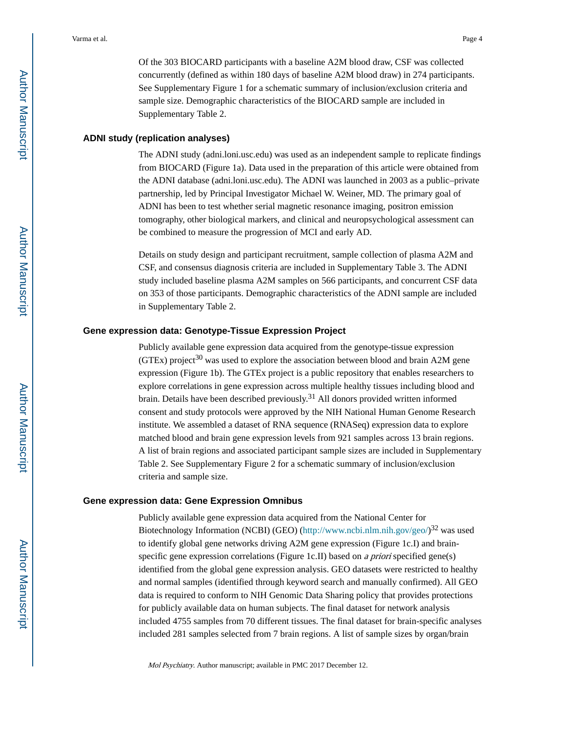Of the 303 BIOCARD participants with a baseline A2M blood draw, CSF was collected concurrently (defined as within 180 days of baseline A2M blood draw) in 274 participants. See Supplementary Figure 1 for a schematic summary of inclusion/exclusion criteria and sample size. Demographic characteristics of the BIOCARD sample are included in Supplementary Table 2.

### ADNI study (replication analyses)

The ADNI study (adni.loni.usc.edu) was used as an independent sample to replicate findings from BIOCARD (Figure 1a). Data used in the preparation of this article were obtained from the ADNI database (adni.loni.usc.edu). The ADNI was launched in 2003 as a public–private partnership, led by Principal Investigator Michael W. Weiner, MD. The primary goal of ADNI has been to test whether serial magnetic resonance imaging, positron emission tomography, other biological markers, and clinical and neuropsychological assessment can be combined to measure the progression of MCI and early AD.

Details on study design and participant recruitment, sample collection of plasma A2M and CSF, and consensus diagnosis criteria are included in Supplementary Table 3. The ADNI study included baseline plasma A2M samples on 566 participants, and concurrent CSF data on 353 of those participants. Demographic characteristics of the ADNI sample are included in Supplementary Table 2.

### Gene expression data: Genotype-Tissue Expression Project

Publicly available gene expression data acquired from the genotype-tissue expression (GTEx) project[30] was used to explore the association between blood and brain A2M gene expression (Figure 1b). The GTEx project is a public repository that enables researchers to explore correlations in gene expression across multiple healthy tissues including blood and brain. Details have been described previously.[31] All donors provided written informed consent and study protocols were approved by the NIH National Human Genome Research institute. We assembled a dataset of RNA sequence (RNASeq) expression data to explore matched blood and brain gene expression levels from 921 samples across 13 brain regions. A list of brain regions and associated participant sample sizes are included in Supplementary Table 2. See Supplementary Figure 2 for a schematic summary of inclusion/exclusion criteria and sample size.

### Gene expression data: Gene Expression Omnibus

Publicly available gene expression data acquired from the National Center for Biotechnology Information (NCBI) (GEO) (http://www.ncbi.nlm.nih.gov/geo/)[32] was used to identify global gene networks driving A2M gene expression (Figure 1c.I) and brain-specific gene expression correlations (Figure 1c.II) based on *a priori* specified gene(s) identified from the global gene expression analysis. GEO datasets were restricted to healthy and normal samples (identified through keyword search and manually confirmed). All GEO data is required to conform to NIH Genomic Data Sharing policy that provides protections for publicly available data on human subjects. The final dataset for network analysis included 4755 samples from 70 different tissues. The final dataset for brain-specific analyses included 281 samples selected from 7 brain regions. A list of sample sizes by organ/brain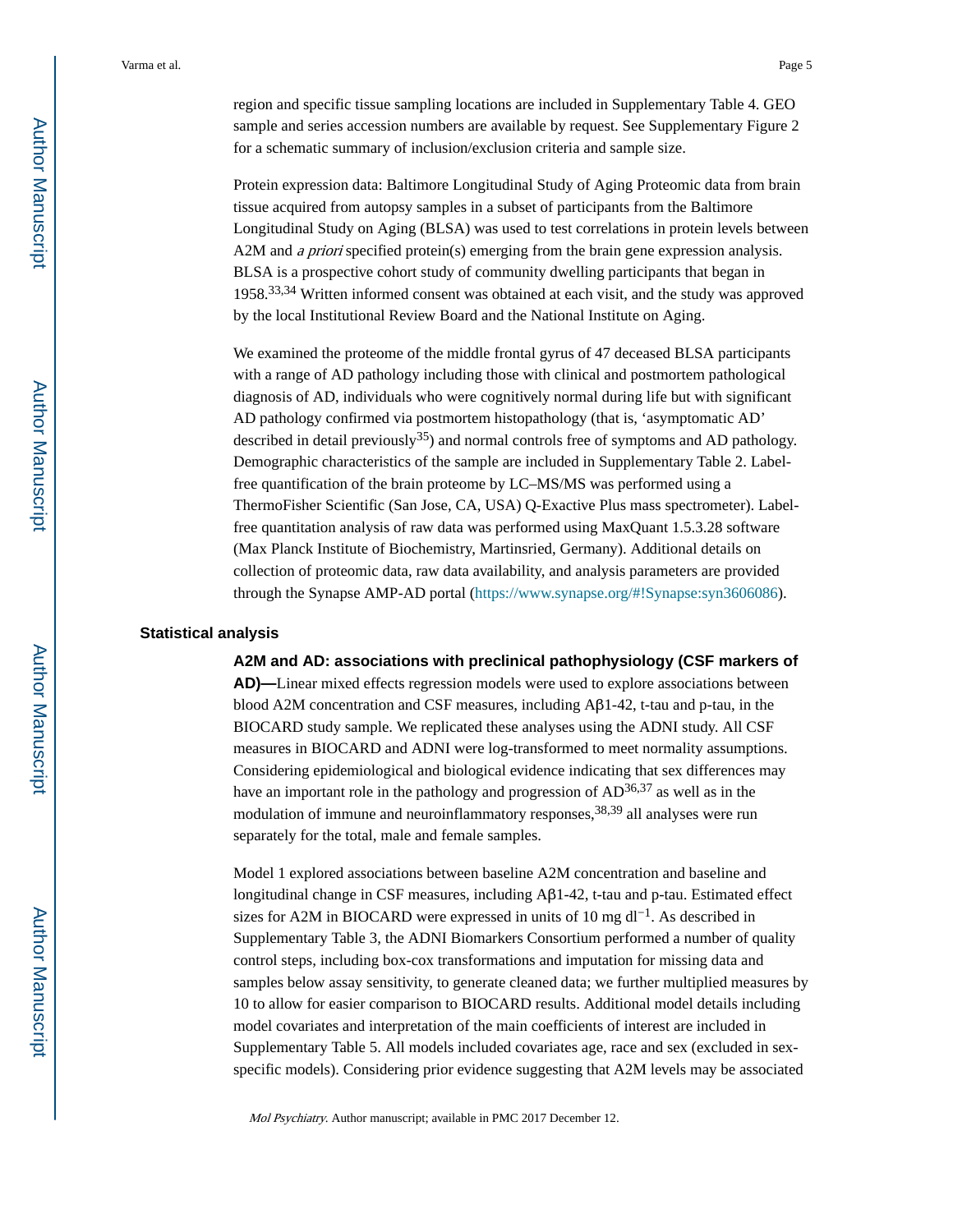region and specific tissue sampling locations are included in Supplementary Table 4. GEO sample and series accession numbers are available by request. See Supplementary Figure 2 for a schematic summary of inclusion/exclusion criteria and sample size.

Protein expression data: Baltimore Longitudinal Study of Aging Proteomic data from brain tissue acquired from autopsy samples in a subset of participants from the Baltimore Longitudinal Study on Aging (BLSA) was used to test correlations in protein levels between A2M and *a priori* specified protein(s) emerging from the brain gene expression analysis. BLSA is a prospective cohort study of community dwelling participants that began in 1958.[33,34] Written informed consent was obtained at each visit, and the study was approved by the local Institutional Review Board and the National Institute on Aging.

We examined the proteome of the middle frontal gyrus of 47 deceased BLSA participants with a range of AD pathology including those with clinical and postmortem pathological diagnosis of AD, individuals who were cognitively normal during life but with significant AD pathology confirmed via postmortem histopathology (that is, 'asymptomatic AD' described in detail previously[35]) and normal controls free of symptoms and AD pathology. Demographic characteristics of the sample are included in Supplementary Table 2. Label-free quantification of the brain proteome by LC–MS/MS was performed using a ThermoFisher Scientific (San Jose, CA, USA) Q-Exactive Plus mass spectrometer). Label-free quantitation analysis of raw data was performed using MaxQuant 1.5.3.28 software (Max Planck Institute of Biochemistry, Martinsried, Germany). Additional details on collection of proteomic data, raw data availability, and analysis parameters are provided through the Synapse AMP-AD portal (https://www.synapse.org/#!Synapse:syn3606086).

## Statistical analysis

**A2M and AD: associations with preclinical pathophysiology (CSF markers of AD)—**Linear mixed effects regression models were used to explore associations between blood A2M concentration and CSF measures, including Aβ1-42, t-tau and p-tau, in the BIOCARD study sample. We replicated these analyses using the ADNI study. All CSF measures in BIOCARD and ADNI were log-transformed to meet normality assumptions. Considering epidemiological and biological evidence indicating that sex differences may have an important role in the pathology and progression of AD[36,37] as well as in the modulation of immune and neuroinflammatory responses,[38,39] all analyses were run separately for the total, male and female samples.

Model 1 explored associations between baseline A2M concentration and baseline and longitudinal change in CSF measures, including Aβ1-42, t-tau and p-tau. Estimated effect sizes for A2M in BIOCARD were expressed in units of 10 mg $dl^{-1}$. As described in Supplementary Table 3, the ADNI Biomarkers Consortium performed a number of quality control steps, including box-cox transformations and imputation for missing data and samples below assay sensitivity, to generate cleaned data; we further multiplied measures by 10 to allow for easier comparison to BIOCARD results. Additional model details including model covariates and interpretation of the main coefficients of interest are included in Supplementary Table 5. All models included covariates age, race and sex (excluded in sex-specific models). Considering prior evidence suggesting that A2M levels may be associated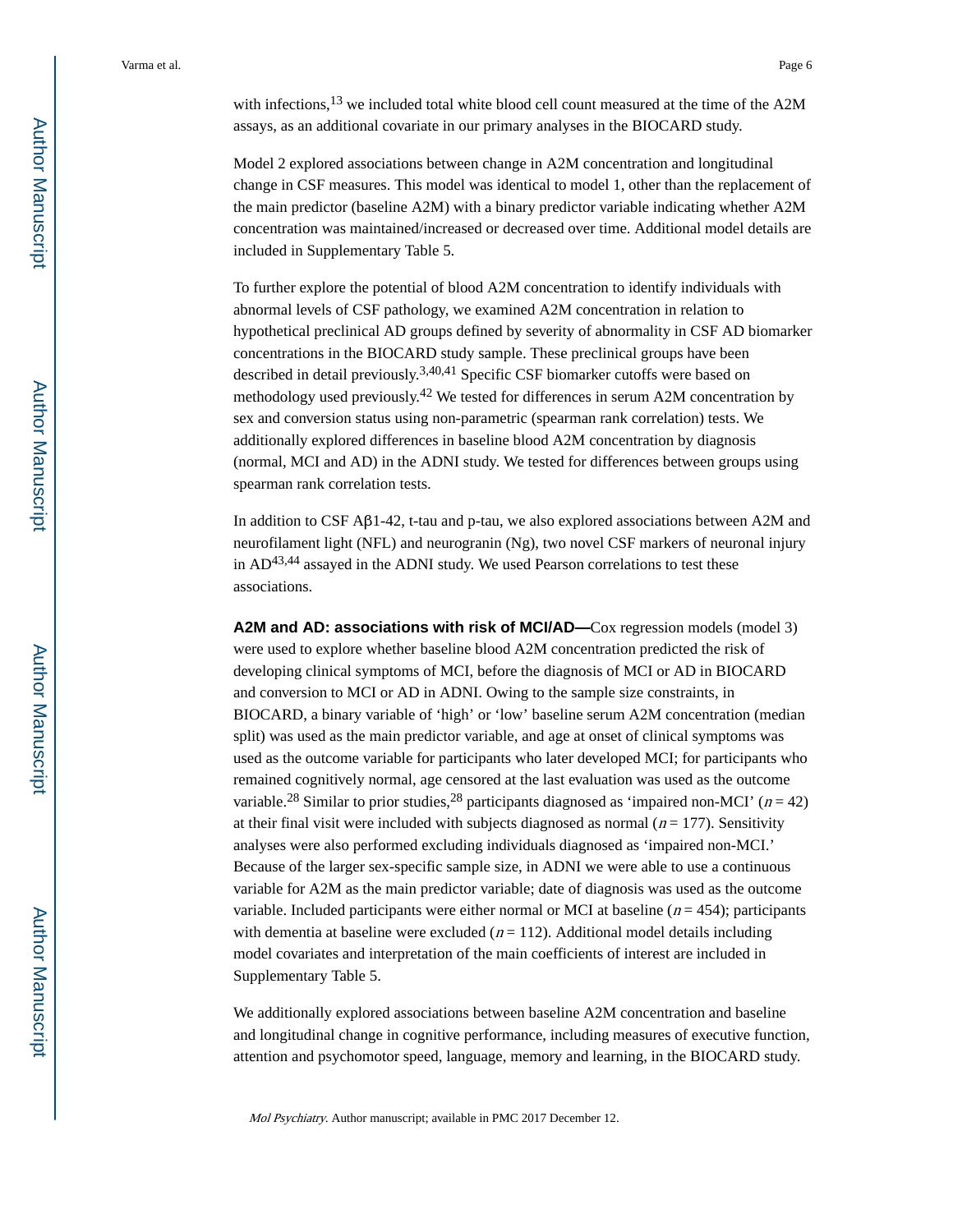with infections,[13] we included total white blood cell count measured at the time of the A2M assays, as an additional covariate in our primary analyses in the BIOCARD study.

Model 2 explored associations between change in A2M concentration and longitudinal change in CSF measures. This model was identical to model 1, other than the replacement of the main predictor (baseline A2M) with a binary predictor variable indicating whether A2M concentration was maintained/increased or decreased over time. Additional model details are included in Supplementary Table 5.

To further explore the potential of blood A2M concentration to identify individuals with abnormal levels of CSF pathology, we examined A2M concentration in relation to hypothetical preclinical AD groups defined by severity of abnormality in CSF AD biomarker concentrations in the BIOCARD study sample. These preclinical groups have been described in detail previously.[3,40,41] Specific CSF biomarker cutoffs were based on methodology used previously.[42] We tested for differences in serum A2M concentration by sex and conversion status using non-parametric (spearman rank correlation) tests. We additionally explored differences in baseline blood A2M concentration by diagnosis (normal, MCI and AD) in the ADNI study. We tested for differences between groups using spearman rank correlation tests.

In addition to CSF Aβ1-42, t-tau and p-tau, we also explored associations between A2M and neurofilament light (NFL) and neurogranin (Ng), two novel CSF markers of neuronal injury in AD[43,44] assayed in the ADNI study. We used Pearson correlations to test these associations.

**A2M and AD: associations with risk of MCI/AD—**Cox regression models (model 3) were used to explore whether baseline blood A2M concentration predicted the risk of developing clinical symptoms of MCI, before the diagnosis of MCI or AD in BIOCARD and conversion to MCI or AD in ADNI. Owing to the sample size constraints, in BIOCARD, a binary variable of 'high' or 'low' baseline serum A2M concentration (median split) was used as the main predictor variable, and age at onset of clinical symptoms was used as the outcome variable for participants who later developed MCI; for participants who remained cognitively normal, age censored at the last evaluation was used as the outcome variable.[28] Similar to prior studies,[28] participants diagnosed as 'impaired non-MCI' ($n = 42$) at their final visit were included with subjects diagnosed as normal ($n = 177$). Sensitivity analyses were also performed excluding individuals diagnosed as 'impaired non-MCI.' Because of the larger sex-specific sample size, in ADNI we were able to use a continuous variable for A2M as the main predictor variable; date of diagnosis was used as the outcome variable. Included participants were either normal or MCI at baseline ($n = 454$); participants with dementia at baseline were excluded ($n = 112$). Additional model details including model covariates and interpretation of the main coefficients of interest are included in Supplementary Table 5.

We additionally explored associations between baseline A2M concentration and baseline and longitudinal change in cognitive performance, including measures of executive function, attention and psychomotor speed, language, memory and learning, in the BIOCARD study.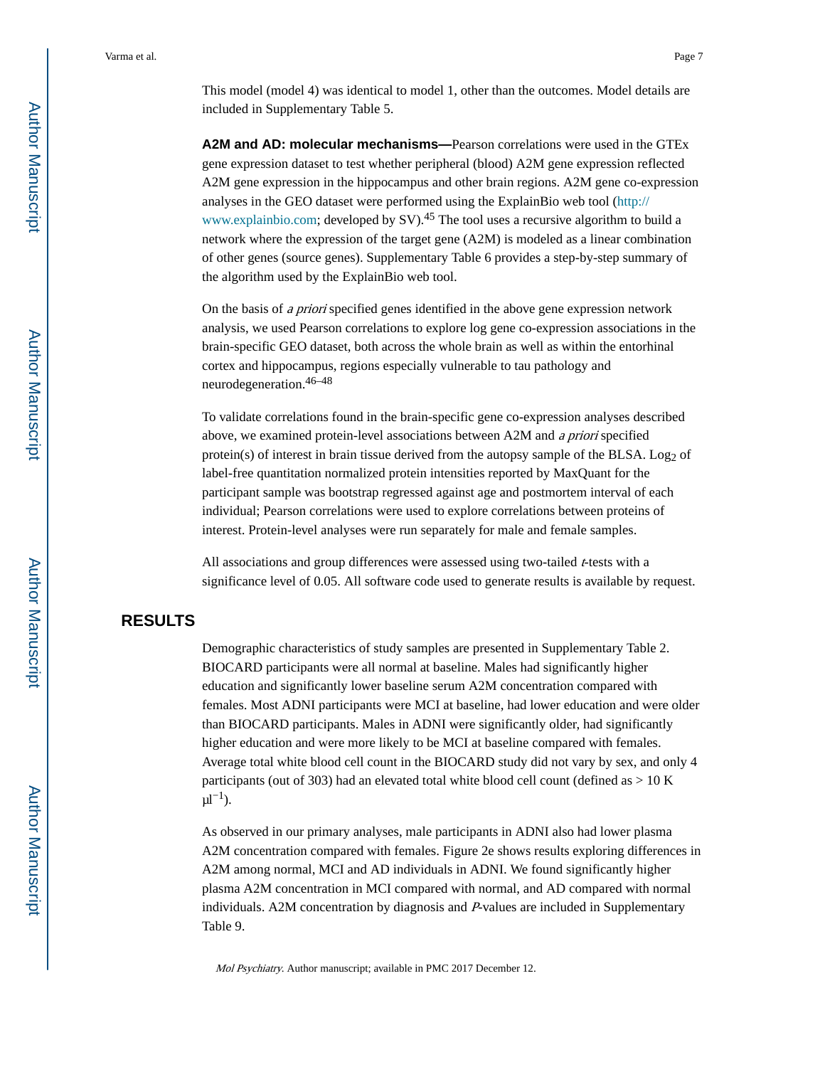This model (model 4) was identical to model 1, other than the outcomes. Model details are included in Supplementary Table 5.

**A2M and AD: molecular mechanisms—**Pearson correlations were used in the GTEx gene expression dataset to test whether peripheral (blood) A2M gene expression reflected A2M gene expression in the hippocampus and other brain regions. A2M gene co-expression analyses in the GEO dataset were performed using the ExplainBio web tool (http://www.explainbio.com; developed by SV).[45] The tool uses a recursive algorithm to build a network where the expression of the target gene (A2M) is modeled as a linear combination of other genes (source genes). Supplementary Table 6 provides a step-by-step summary of the algorithm used by the ExplainBio web tool.

On the basis of *a priori* specified genes identified in the above gene expression network analysis, we used Pearson correlations to explore log gene co-expression associations in the brain-specific GEO dataset, both across the whole brain as well as within the entorhinal cortex and hippocampus, regions especially vulnerable to tau pathology and neurodegeneration.[46–48]

To validate correlations found in the brain-specific gene co-expression analyses described above, we examined protein-level associations between A2M and *a priori* specified protein(s) of interest in brain tissue derived from the autopsy sample of the BLSA. $Log_2$ of label-free quantitation normalized protein intensities reported by MaxQuant for the participant sample was bootstrap regressed against age and postmortem interval of each individual; Pearson correlations were used to explore correlations between proteins of interest. Protein-level analyses were run separately for male and female samples.

All associations and group differences were assessed using two-tailed *t*-tests with a significance level of 0.05. All software code used to generate results is available by request.

## RESULTS

Demographic characteristics of study samples are presented in Supplementary Table 2. BIOCARD participants were all normal at baseline. Males had significantly higher education and significantly lower baseline serum A2M concentration compared with females. Most ADNI participants were MCI at baseline, had lower education and were older than BIOCARD participants. Males in ADNI were significantly older, had significantly higher education and were more likely to be MCI at baseline compared with females. Average total white blood cell count in the BIOCARD study did not vary by sex, and only 4 participants (out of 303) had an elevated total white blood cell count (defined as > 10 K $\mu l^{-1}$).

As observed in our primary analyses, male participants in ADNI also had lower plasma A2M concentration compared with females. Figure 2e shows results exploring differences in A2M among normal, MCI and AD individuals in ADNI. We found significantly higher plasma A2M concentration in MCI compared with normal, and AD compared with normal individuals. A2M concentration by diagnosis and *P*-values are included in Supplementary Table 9.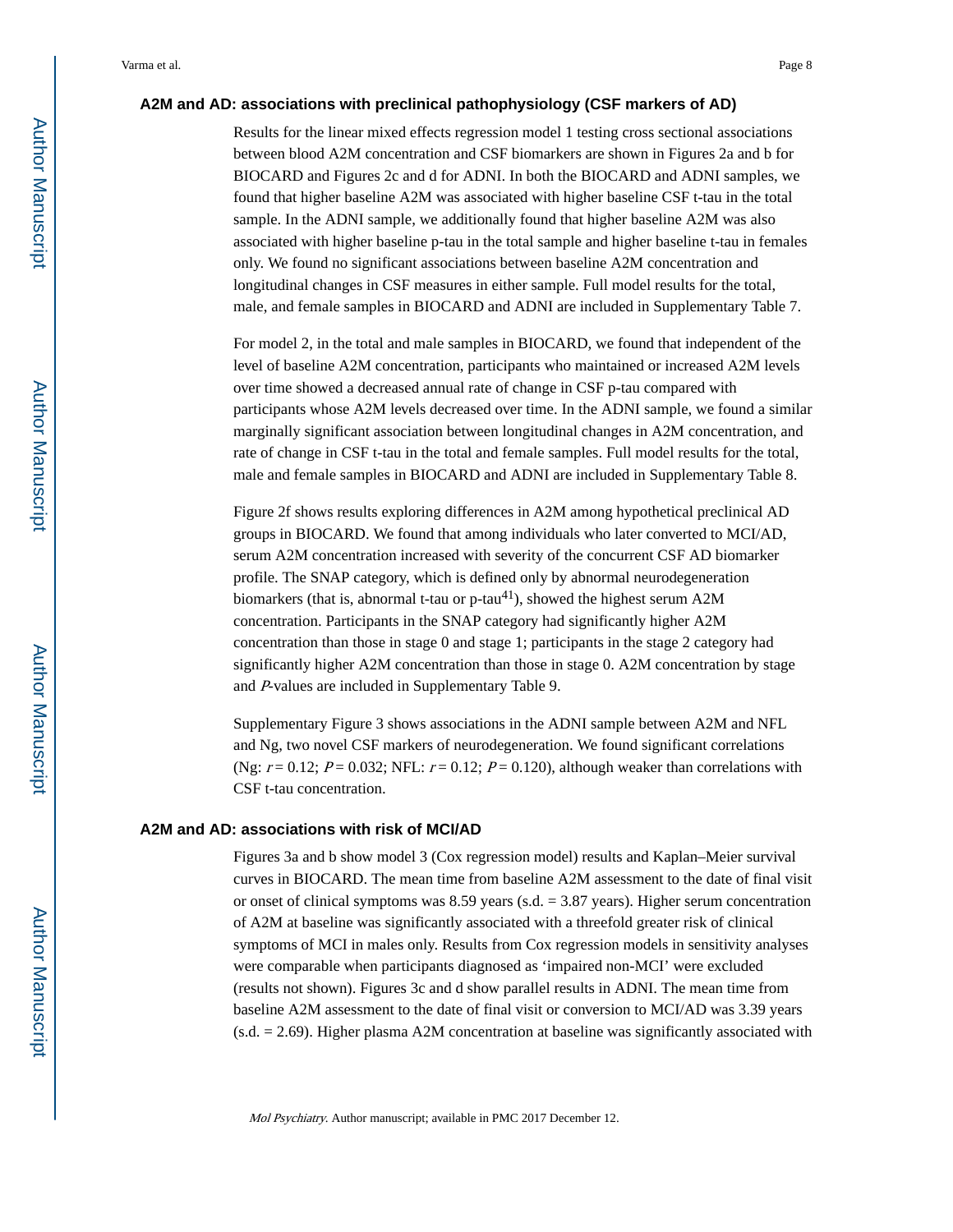### A2M and AD: associations with preclinical pathophysiology (CSF markers of AD)

Results for the linear mixed effects regression model 1 testing cross sectional associations between blood A2M concentration and CSF biomarkers are shown in Figures 2a and b for BIOCARD and Figures 2c and d for ADNI. In both the BIOCARD and ADNI samples, we found that higher baseline A2M was associated with higher baseline CSF t-tau in the total sample. In the ADNI sample, we additionally found that higher baseline A2M was also associated with higher baseline p-tau in the total sample and higher baseline t-tau in females only. We found no significant associations between baseline A2M concentration and longitudinal changes in CSF measures in either sample. Full model results for the total, male, and female samples in BIOCARD and ADNI are included in Supplementary Table 7.

For model 2, in the total and male samples in BIOCARD, we found that independent of the level of baseline A2M concentration, participants who maintained or increased A2M levels over time showed a decreased annual rate of change in CSF p-tau compared with participants whose A2M levels decreased over time. In the ADNI sample, we found a similar marginally significant association between longitudinal changes in A2M concentration, and rate of change in CSF t-tau in the total and female samples. Full model results for the total, male and female samples in BIOCARD and ADNI are included in Supplementary Table 8.

Figure 2f shows results exploring differences in A2M among hypothetical preclinical AD groups in BIOCARD. We found that among individuals who later converted to MCI/AD, serum A2M concentration increased with severity of the concurrent CSF AD biomarker profile. The SNAP category, which is defined only by abnormal neurodegeneration biomarkers (that is, abnormal t-tau or p-tau[41]), showed the highest serum A2M concentration. Participants in the SNAP category had significantly higher A2M concentration than those in stage 0 and stage 1; participants in the stage 2 category had significantly higher A2M concentration than those in stage 0. A2M concentration by stage and *P*-values are included in Supplementary Table 9.

Supplementary Figure 3 shows associations in the ADNI sample between A2M and NFL and Ng, two novel CSF markers of neurodegeneration. We found significant correlations (Ng: $r = 0.12$; $P = 0.032$; NFL: $r = 0.12$; $P = 0.120$), although weaker than correlations with CSF t-tau concentration.

### A2M and AD: associations with risk of MCI/AD

Figures 3a and b show model 3 (Cox regression model) results and Kaplan–Meier survival curves in BIOCARD. The mean time from baseline A2M assessment to the date of final visit or onset of clinical symptoms was 8.59 years (s.d. = 3.87 years). Higher serum concentration of A2M at baseline was significantly associated with a threefold greater risk of clinical symptoms of MCI in males only. Results from Cox regression models in sensitivity analyses were comparable when participants diagnosed as 'impaired non-MCI' were excluded (results not shown). Figures 3c and d show parallel results in ADNI. The mean time from baseline A2M assessment to the date of final visit or conversion to MCI/AD was 3.39 years (s.d. = 2.69). Higher plasma A2M concentration at baseline was significantly associated with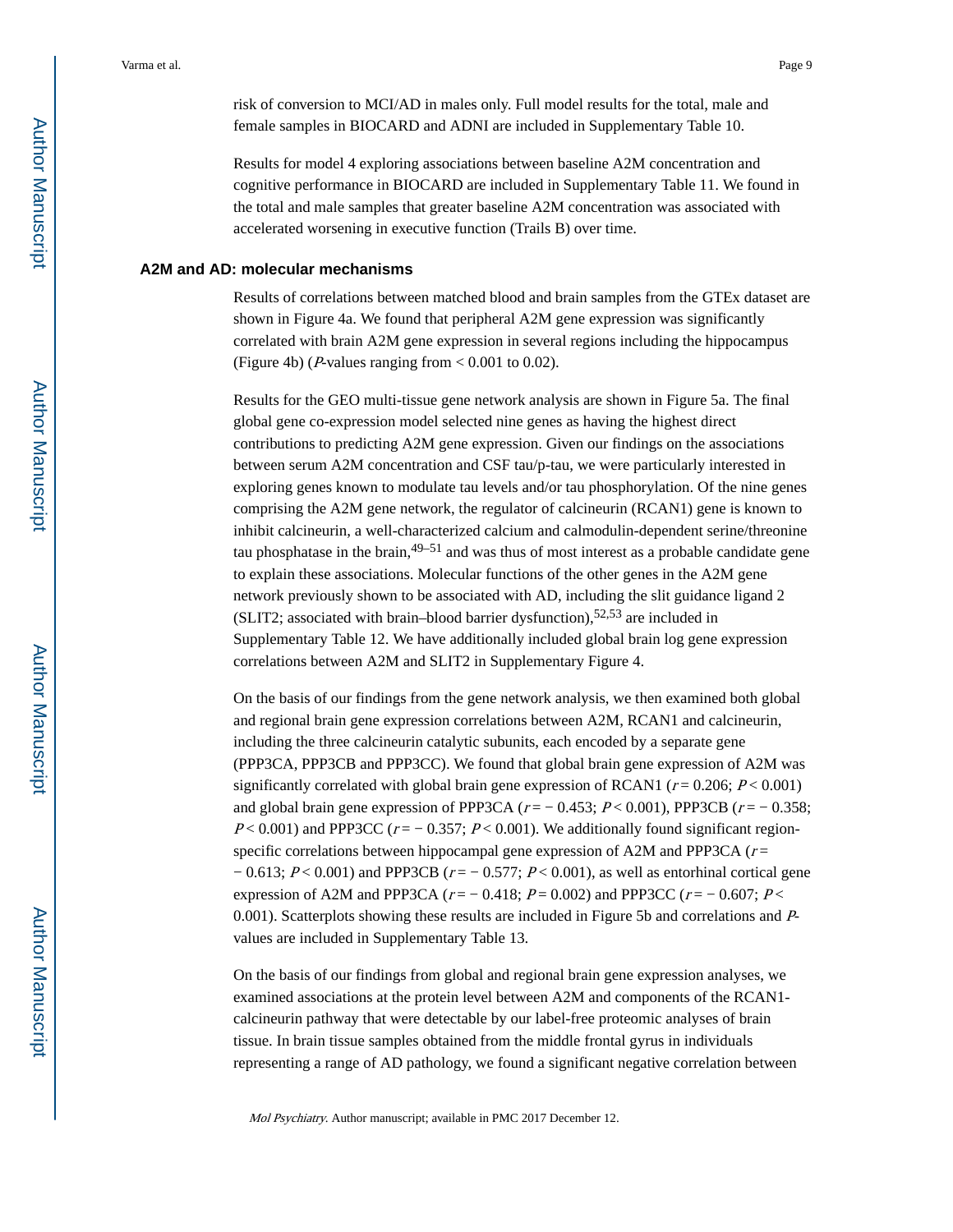risk of conversion to MCI/AD in males only. Full model results for the total, male and female samples in BIOCARD and ADNI are included in Supplementary Table 10.

Results for model 4 exploring associations between baseline A2M concentration and cognitive performance in BIOCARD are included in Supplementary Table 11. We found in the total and male samples that greater baseline A2M concentration was associated with accelerated worsening in executive function (Trails B) over time.

## A2M and AD: molecular mechanisms

Results of correlations between matched blood and brain samples from the GTEx dataset are shown in Figure 4a. We found that peripheral A2M gene expression was significantly correlated with brain A2M gene expression in several regions including the hippocampus (Figure 4b) ($P$-values ranging from $< 0.001$ to 0.02).

Results for the GEO multi-tissue gene network analysis are shown in Figure 5a. The final global gene co-expression model selected nine genes as having the highest direct contributions to predicting A2M gene expression. Given our findings on the associations between serum A2M concentration and CSF tau/p-tau, we were particularly interested in exploring genes known to modulate tau levels and/or tau phosphorylation. Of the nine genes comprising the A2M gene network, the regulator of calcineurin (RCAN1) gene is known to inhibit calcineurin, a well-characterized calcium and calmodulin-dependent serine/threonine tau phosphatase in the brain,[49–51] and was thus of most interest as a probable candidate gene to explain these associations. Molecular functions of the other genes in the A2M gene network previously shown to be associated with AD, including the slit guidance ligand 2 (SLIT2; associated with brain–blood barrier dysfunction),[52,53] are included in Supplementary Table 12. We have additionally included global brain log gene expression correlations between A2M and SLIT2 in Supplementary Figure 4.

On the basis of our findings from the gene network analysis, we then examined both global and regional brain gene expression correlations between A2M, RCAN1 and calcineurin, including the three calcineurin catalytic subunits, each encoded by a separate gene (PPP3CA, PPP3CB and PPP3CC). We found that global brain gene expression of A2M was significantly correlated with global brain gene expression of RCAN1 ($r = 0.206$; $P < 0.001$) and global brain gene expression of PPP3CA ($r = -0.453$; $P < 0.001$), PPP3CB ($r = -0.358$; $P < 0.001$) and PPP3CC ($r = -0.357$; $P < 0.001$). We additionally found significant region-specific correlations between hippocampal gene expression of A2M and PPP3CA ($r = -0.613$; $P < 0.001$) and PPP3CB ($r = -0.577$; $P < 0.001$), as well as entorhinal cortical gene expression of A2M and PPP3CA ($r = -0.418$; $P = 0.002$) and PPP3CC ($r = -0.607$; $P < 0.001$). Scatterplots showing these results are included in Figure 5b and correlations and $P$-values are included in Supplementary Table 13.

On the basis of our findings from global and regional brain gene expression analyses, we examined associations at the protein level between A2M and components of the RCAN1-calcineurin pathway that were detectable by our label-free proteomic analyses of brain tissue. In brain tissue samples obtained from the middle frontal gyrus in individuals representing a range of AD pathology, we found a significant negative correlation between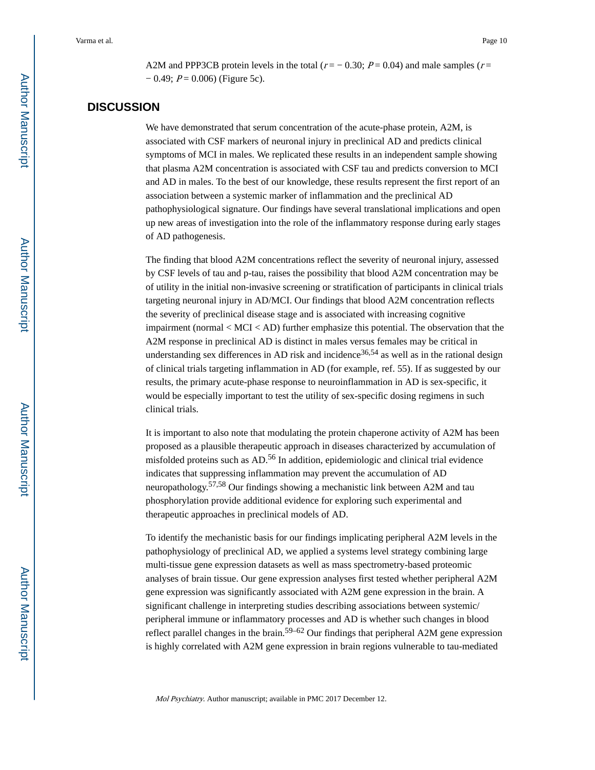A2M and PPP3CB protein levels in the total ($r = -0.30$; $P = 0.04$) and male samples ($r = -0.49$; $P = 0.006$) (Figure 5c).

## DISCUSSION

We have demonstrated that serum concentration of the acute-phase protein, A2M, is associated with CSF markers of neuronal injury in preclinical AD and predicts clinical symptoms of MCI in males. We replicated these results in an independent sample showing that plasma A2M concentration is associated with CSF tau and predicts conversion to MCI and AD in males. To the best of our knowledge, these results represent the first report of an association between a systemic marker of inflammation and the preclinical AD pathophysiological signature. Our findings have several translational implications and open up new areas of investigation into the role of the inflammatory response during early stages of AD pathogenesis.

The finding that blood A2M concentrations reflect the severity of neuronal injury, assessed by CSF levels of tau and p-tau, raises the possibility that blood A2M concentration may be of utility in the initial non-invasive screening or stratification of participants in clinical trials targeting neuronal injury in AD/MCI. Our findings that blood A2M concentration reflects the severity of preclinical disease stage and is associated with increasing cognitive impairment (normal < MCI < AD) further emphasize this potential. The observation that the A2M response in preclinical AD is distinct in males versus females may be critical in understanding sex differences in AD risk and incidence[36,54] as well as in the rational design of clinical trials targeting inflammation in AD (for example, ref. 55). If as suggested by our results, the primary acute-phase response to neuroinflammation in AD is sex-specific, it would be especially important to test the utility of sex-specific dosing regimens in such clinical trials.

It is important to also note that modulating the protein chaperone activity of A2M has been proposed as a plausible therapeutic approach in diseases characterized by accumulation of misfolded proteins such as AD.[56] In addition, epidemiologic and clinical trial evidence indicates that suppressing inflammation may prevent the accumulation of AD neuropathology.[57,58] Our findings showing a mechanistic link between A2M and tau phosphorylation provide additional evidence for exploring such experimental and therapeutic approaches in preclinical models of AD.

To identify the mechanistic basis for our findings implicating peripheral A2M levels in the pathophysiology of preclinical AD, we applied a systems level strategy combining large multi-tissue gene expression datasets as well as mass spectrometry-based proteomic analyses of brain tissue. Our gene expression analyses first tested whether peripheral A2M gene expression was significantly associated with A2M gene expression in the brain. A significant challenge in interpreting studies describing associations between systemic/peripheral immune or inflammatory processes and AD is whether such changes in blood reflect parallel changes in the brain.[59–62] Our findings that peripheral A2M gene expression is highly correlated with A2M gene expression in brain regions vulnerable to tau-mediated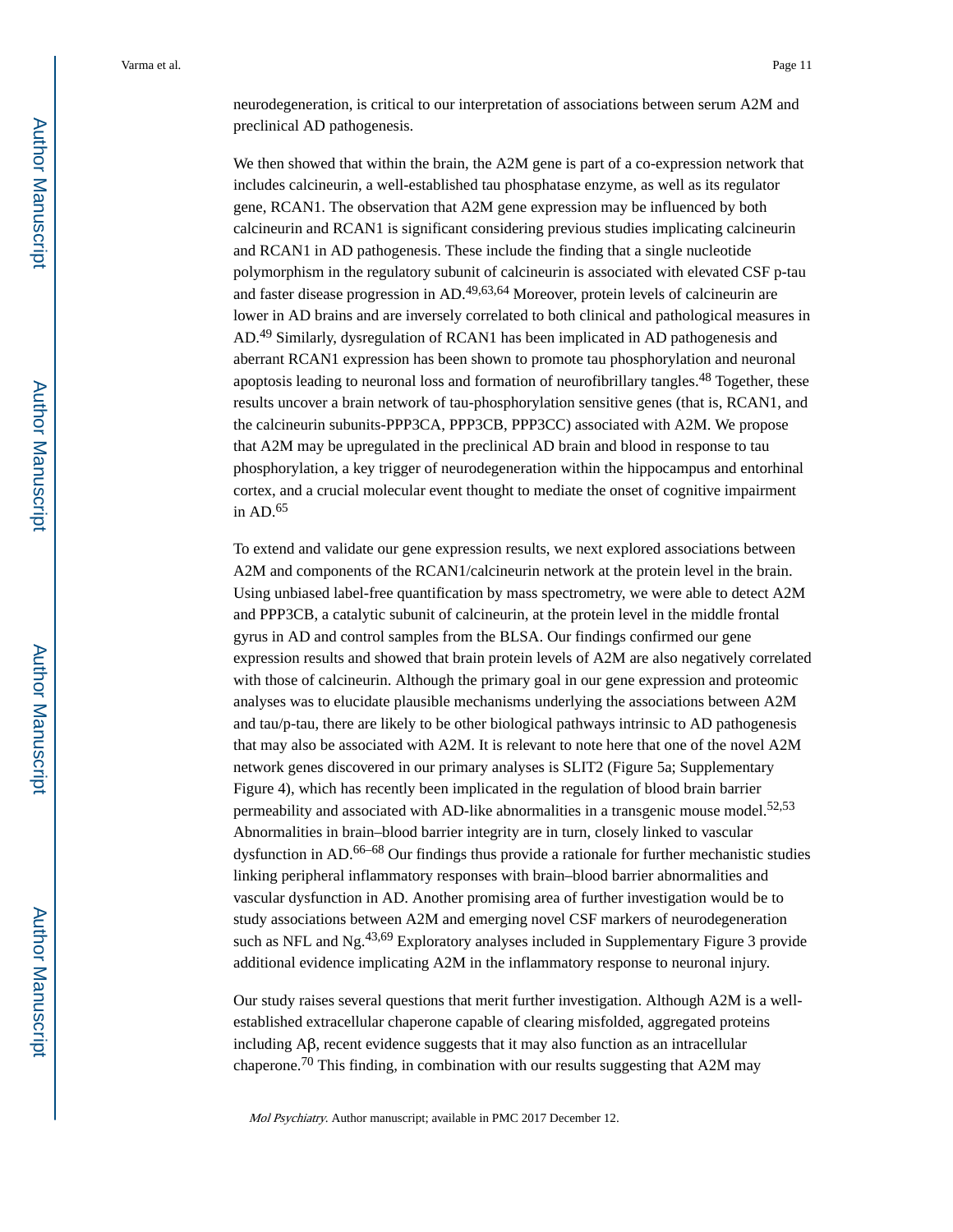neurodegeneration, is critical to our interpretation of associations between serum A2M and preclinical AD pathogenesis.

We then showed that within the brain, the A2M gene is part of a co-expression network that includes calcineurin, a well-established tau phosphatase enzyme, as well as its regulator gene, RCAN1. The observation that A2M gene expression may be influenced by both calcineurin and RCAN1 is significant considering previous studies implicating calcineurin and RCAN1 in AD pathogenesis. These include the finding that a single nucleotide polymorphism in the regulatory subunit of calcineurin is associated with elevated CSF p-tau and faster disease progression in AD.[49,63,64] Moreover, protein levels of calcineurin are lower in AD brains and are inversely correlated to both clinical and pathological measures in AD.[49] Similarly, dysregulation of RCAN1 has been implicated in AD pathogenesis and aberrant RCAN1 expression has been shown to promote tau phosphorylation and neuronal apoptosis leading to neuronal loss and formation of neurofibrillary tangles.[48] Together, these results uncover a brain network of tau-phosphorylation sensitive genes (that is, RCAN1, and the calcineurin subunits-PPP3CA, PPP3CB, PPP3CC) associated with A2M. We propose that A2M may be upregulated in the preclinical AD brain and blood in response to tau phosphorylation, a key trigger of neurodegeneration within the hippocampus and entorhinal cortex, and a crucial molecular event thought to mediate the onset of cognitive impairment in AD.[65]

To extend and validate our gene expression results, we next explored associations between A2M and components of the RCAN1/calcineurin network at the protein level in the brain. Using unbiased label-free quantification by mass spectrometry, we were able to detect A2M and PPP3CB, a catalytic subunit of calcineurin, at the protein level in the middle frontal gyrus in AD and control samples from the BLSA. Our findings confirmed our gene expression results and showed that brain protein levels of A2M are also negatively correlated with those of calcineurin. Although the primary goal in our gene expression and proteomic analyses was to elucidate plausible mechanisms underlying the associations between A2M and tau/p-tau, there are likely to be other biological pathways intrinsic to AD pathogenesis that may also be associated with A2M. It is relevant to note here that one of the novel A2M network genes discovered in our primary analyses is SLIT2 (Figure 5a; Supplementary Figure 4), which has recently been implicated in the regulation of blood brain barrier permeability and associated with AD-like abnormalities in a transgenic mouse model.[52,53] Abnormalities in brain–blood barrier integrity are in turn, closely linked to vascular dysfunction in AD.[66–68] Our findings thus provide a rationale for further mechanistic studies linking peripheral inflammatory responses with brain–blood barrier abnormalities and vascular dysfunction in AD. Another promising area of further investigation would be to study associations between A2M and emerging novel CSF markers of neurodegeneration such as NFL and Ng.[43,69] Exploratory analyses included in Supplementary Figure 3 provide additional evidence implicating A2M in the inflammatory response to neuronal injury.

Our study raises several questions that merit further investigation. Although A2M is a well-established extracellular chaperone capable of clearing misfolded, aggregated proteins including Aβ, recent evidence suggests that it may also function as an intracellular chaperone.[70] This finding, in combination with our results suggesting that A2M may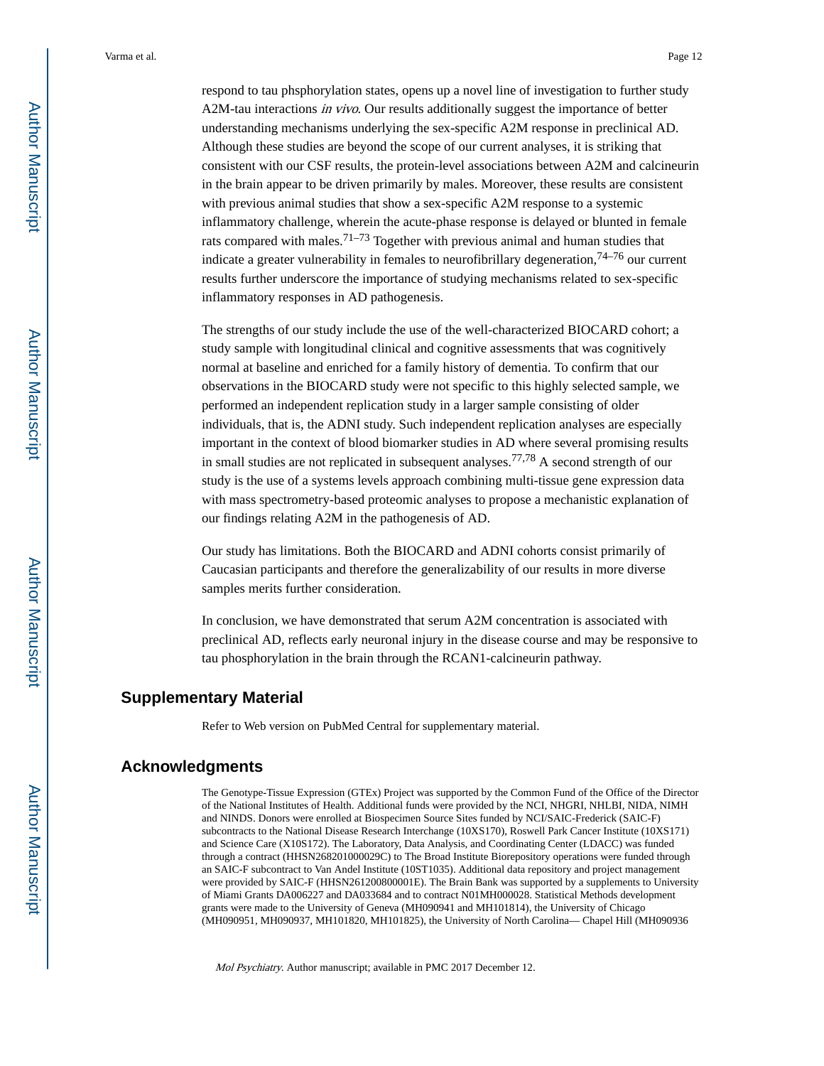respond to tau phsphorylation states, opens up a novel line of investigation to further study A2M-tau interactions *in vivo*. Our results additionally suggest the importance of better understanding mechanisms underlying the sex-specific A2M response in preclinical AD. Although these studies are beyond the scope of our current analyses, it is striking that consistent with our CSF results, the protein-level associations between A2M and calcineurin in the brain appear to be driven primarily by males. Moreover, these results are consistent with previous animal studies that show a sex-specific A2M response to a systemic inflammatory challenge, wherein the acute-phase response is delayed or blunted in female rats compared with males.[71–73] Together with previous animal and human studies that indicate a greater vulnerability in females to neurofibrillary degeneration,[74–76] our current results further underscore the importance of studying mechanisms related to sex-specific inflammatory responses in AD pathogenesis.

The strengths of our study include the use of the well-characterized BIOCARD cohort; a study sample with longitudinal clinical and cognitive assessments that was cognitively normal at baseline and enriched for a family history of dementia. To confirm that our observations in the BIOCARD study were not specific to this highly selected sample, we performed an independent replication study in a larger sample consisting of older individuals, that is, the ADNI study. Such independent replication analyses are especially important in the context of blood biomarker studies in AD where several promising results in small studies are not replicated in subsequent analyses.[77,78] A second strength of our study is the use of a systems levels approach combining multi-tissue gene expression data with mass spectrometry-based proteomic analyses to propose a mechanistic explanation of our findings relating A2M in the pathogenesis of AD.

Our study has limitations. Both the BIOCARD and ADNI cohorts consist primarily of Caucasian participants and therefore the generalizability of our results in more diverse samples merits further consideration.

In conclusion, we have demonstrated that serum A2M concentration is associated with preclinical AD, reflects early neuronal injury in the disease course and may be responsive to tau phosphorylation in the brain through the RCAN1-calcineurin pathway.

## Supplementary Material

Refer to Web version on PubMed Central for supplementary material.

## Acknowledgments

The Genotype-Tissue Expression (GTEx) Project was supported by the Common Fund of the Office of the Director of the National Institutes of Health. Additional funds were provided by the NCI, NHGRI, NHLBI, NIDA, NIMH and NINDS. Donors were enrolled at Biospecimen Source Sites funded by NCI/SAIC-Frederick (SAIC-F) subcontracts to the National Disease Research Interchange (10XS170), Roswell Park Cancer Institute (10XS171) and Science Care (X10S172). The Laboratory, Data Analysis, and Coordinating Center (LDACC) was funded through a contract (HHSN268201000029C) to The Broad Institute Biorepository operations were funded through an SAIC-F subcontract to Van Andel Institute (10ST1035). Additional data repository and project management were provided by SAIC-F (HHSN261200800001E). The Brain Bank was supported by a supplements to University of Miami Grants DA006227 and DA033684 and to contract N01MH000028. Statistical Methods development grants were made to the University of Geneva (MH090941 and MH101814), the University of Chicago (MH090951, MH090937, MH101820, MH101825), the University of North Carolina— Chapel Hill (MH090936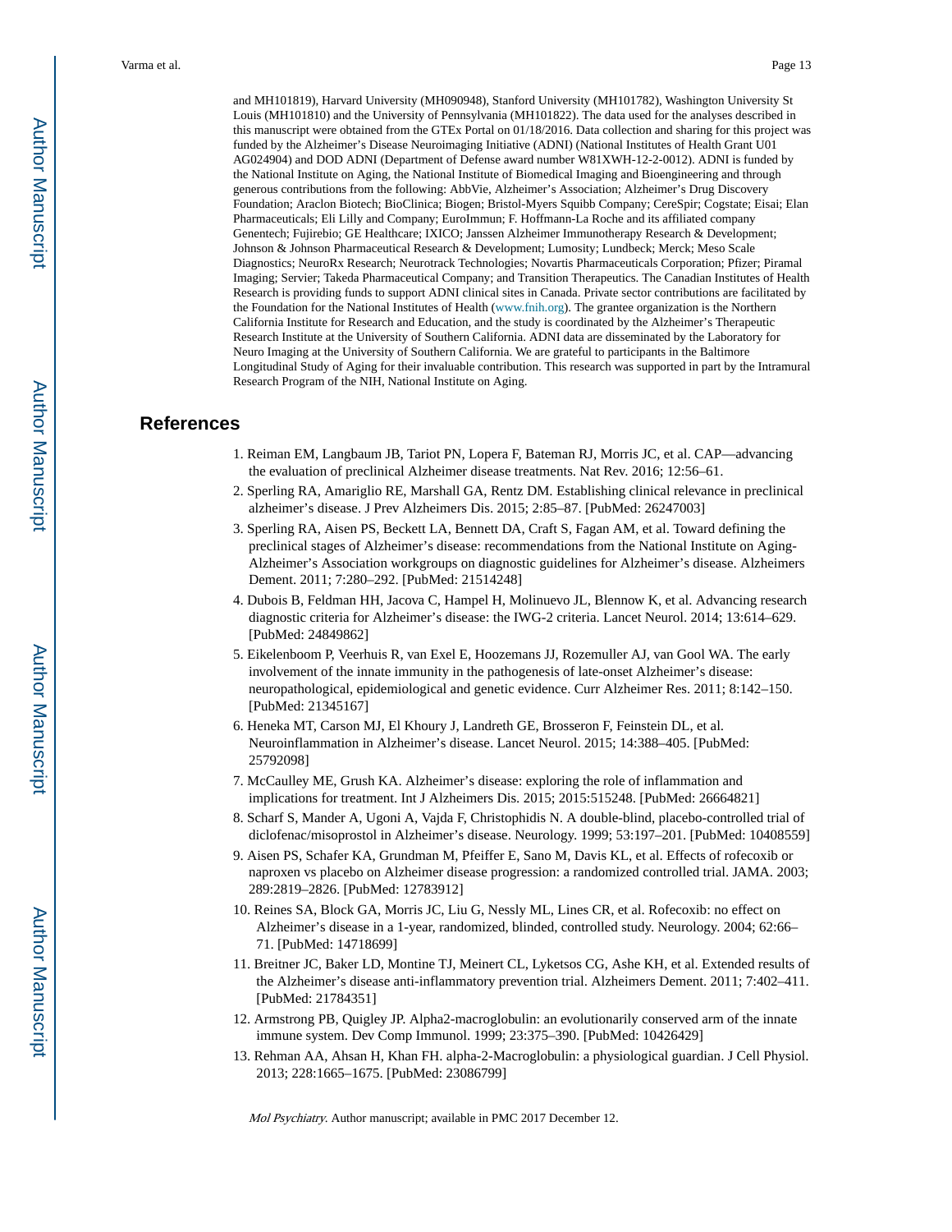and MH101819), Harvard University (MH090948), Stanford University (MH101782), Washington University St Louis (MH101810) and the University of Pennsylvania (MH101822). The data used for the analyses described in this manuscript were obtained from the GTEx Portal on 01/18/2016. Data collection and sharing for this project was funded by the Alzheimer's Disease Neuroimaging Initiative (ADNI) (National Institutes of Health Grant U01 AG024904) and DOD ADNI (Department of Defense award number W81XWH-12-2-0012). ADNI is funded by the National Institute on Aging, the National Institute of Biomedical Imaging and Bioengineering and through generous contributions from the following: AbbVie, Alzheimer's Association; Alzheimer's Drug Discovery Foundation; Araclon Biotech; BioClinica; Biogen; Bristol-Myers Squibb Company; CereSpir; Cogstate; Eisai; Elan Pharmaceuticals; Eli Lilly and Company; EuroImmun; F. Hoffmann-La Roche and its affiliated company Genentech; Fujirebio; GE Healthcare; IXICO; Janssen Alzheimer Immunotherapy Research & Development; Johnson & Johnson Pharmaceutical Research & Development; Lumosity; Lundbeck; Merck; Meso Scale Diagnostics; NeuroRx Research; Neurotrack Technologies; Novartis Pharmaceuticals Corporation; Pfizer; Piramal Imaging; Servier; Takeda Pharmaceutical Company; and Transition Therapeutics. The Canadian Institutes of Health Research is providing funds to support ADNI clinical sites in Canada. Private sector contributions are facilitated by the Foundation for the National Institutes of Health (www.fnih.org). The grantee organization is the Northern California Institute for Research and Education, and the study is coordinated by the Alzheimer's Therapeutic Research Institute at the University of Southern California. ADNI data are disseminated by the Laboratory for Neuro Imaging at the University of Southern California. We are grateful to participants in the Baltimore Longitudinal Study of Aging for their invaluable contribution. This research was supported in part by the Intramural Research Program of the NIH, National Institute on Aging.

## References

1. Reiman EM, Langbaum JB, Tariot PN, Lopera F, Bateman RJ, Morris JC, et al. CAP—advancing the evaluation of preclinical Alzheimer disease treatments. Nat Rev. 2016; 12:56–61.
2. Sperling RA, Amariglio RE, Marshall GA, Rentz DM. Establishing clinical relevance in preclinical alzheimer's disease. J Prev Alzheimers Dis. 2015; 2:85–87. [PubMed: 26247003]
3. Sperling RA, Aisen PS, Beckett LA, Bennett DA, Craft S, Fagan AM, et al. Toward defining the preclinical stages of Alzheimer's disease: recommendations from the National Institute on Aging-Alzheimer's Association workgroups on diagnostic guidelines for Alzheimer's disease. Alzheimers Dement. 2011; 7:280–292. [PubMed: 21514248]
4. Dubois B, Feldman HH, Jacova C, Hampel H, Molinuevo JL, Blennow K, et al. Advancing research diagnostic criteria for Alzheimer's disease: the IWG-2 criteria. Lancet Neurol. 2014; 13:614–629. [PubMed: 24849862]
5. Eikelenboom P, Veerhuis R, van Exel E, Hoozemans JJ, Rozemuller AJ, van Gool WA. The early involvement of the innate immunity in the pathogenesis of late-onset Alzheimer's disease: neuropathological, epidemiological and genetic evidence. Curr Alzheimer Res. 2011; 8:142–150. [PubMed: 21345167]
6. Heneka MT, Carson MJ, El Khoury J, Landreth GE, Brosseron F, Feinstein DL, et al. Neuroinflammation in Alzheimer's disease. Lancet Neurol. 2015; 14:388–405. [PubMed: 25792098]
7. McCaulley ME, Grush KA. Alzheimer's disease: exploring the role of inflammation and implications for treatment. Int J Alzheimers Dis. 2015; 2015:515248. [PubMed: 26664821]
8. Scharf S, Mander A, Ugoni A, Vajda F, Christophidis N. A double-blind, placebo-controlled trial of diclofenac/misoprostol in Alzheimer's disease. Neurology. 1999; 53:197–201. [PubMed: 10408559]
9. Aisen PS, Schafer KA, Grundman M, Pfeiffer E, Sano M, Davis KL, et al. Effects of rofecoxib or naproxen vs placebo on Alzheimer disease progression: a randomized controlled trial. JAMA. 2003; 289:2819–2826. [PubMed: 12783912]
10. Reines SA, Block GA, Morris JC, Liu G, Nessly ML, Lines CR, et al. Rofecoxib: no effect on Alzheimer's disease in a 1-year, randomized, blinded, controlled study. Neurology. 2004; 62:66–71. [PubMed: 14718699]
11. Breitner JC, Baker LD, Montine TJ, Meinert CL, Lyketsos CG, Ashe KH, et al. Extended results of the Alzheimer's disease anti-inflammatory prevention trial. Alzheimers Dement. 2011; 7:402–411. [PubMed: 21784351]
12. Armstrong PB, Quigley JP. Alpha2-macroglobulin: an evolutionarily conserved arm of the innate immune system. Dev Comp Immunol. 1999; 23:375–390. [PubMed: 10426429]
13. Rehman AA, Ahsan H, Khan FH. alpha-2-Macroglobulin: a physiological guardian. J Cell Physiol. 2013; 228:1665–1675. [PubMed: 23086799]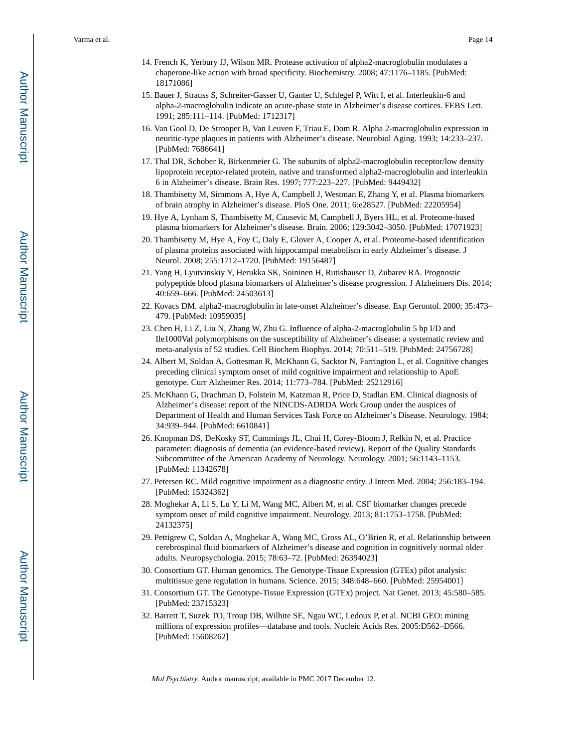14. French K, Yerbury JJ, Wilson MR. Protease activation of alpha2-macroglobulin modulates a chaperone-like action with broad specificity. Biochemistry. 2008; 47:1176–1185. [PubMed: 18171086]
15. Bauer J, Strauss S, Schreiter-Gasser U, Ganter U, Schlegel P, Witt I, et al. Interleukin-6 and alpha-2-macroglobulin indicate an acute-phase state in Alzheimer's disease cortices. FEBS Lett. 1991; 285:111–114. [PubMed: 1712317]
16. Van Gool D, De Strooper B, Van Leuven F, Triau E, Dom R. Alpha 2-macroglobulin expression in neuritic-type plaques in patients with Alzheimer's disease. Neurobiol Aging. 1993; 14:233–237. [PubMed: 7686641]
17. Thal DR, Schober R, Birkenmeier G. The subunits of alpha2-macroglobulin receptor/low density lipoprotein receptor-related protein, native and transformed alpha2-macroglobulin and interleukin 6 in Alzheimer's disease. Brain Res. 1997; 777:223–227. [PubMed: 9449432]
18. Thambisetty M, Simmons A, Hye A, Campbell J, Westman E, Zhang Y, et al. Plasma biomarkers of brain atrophy in Alzheimer's disease. PloS One. 2011; 6:e28527. [PubMed: 22205954]
19. Hye A, Lynham S, Thambisetty M, Causevic M, Campbell J, Byers HL, et al. Proteome-based plasma biomarkers for Alzheimer's disease. Brain. 2006; 129:3042–3050. [PubMed: 17071923]
20. Thambisetty M, Hye A, Foy C, Daly E, Glover A, Cooper A, et al. Proteome-based identification of plasma proteins associated with hippocampal metabolism in early Alzheimer's disease. J Neurol. 2008; 255:1712–1720. [PubMed: 19156487]
21. Yang H, Lyutvinskiy Y, Herukka SK, Soininen H, Rutishauser D, Zubarev RA. Prognostic polypeptide blood plasma biomarkers of Alzheimer's disease progression. J Alzheimers Dis. 2014; 40:659–666. [PubMed: 24503613]
22. Kovacs DM. alpha2-macroglobulin in late-onset Alzheimer's disease. Exp Gerontol. 2000; 35:473–479. [PubMed: 10959035]
23. Chen H, Li Z, Liu N, Zhang W, Zhu G. Influence of alpha-2-macroglobulin 5 bp I/D and Ile1000Val polymorphisms on the susceptibility of Alzheimer's disease: a systematic review and meta-analysis of 52 studies. Cell Biochem Biophys. 2014; 70:511–519. [PubMed: 24756728]
24. Albert M, Soldan A, Gottesman R, McKhann G, Sacktor N, Farrington L, et al. Cognitive changes preceding clinical symptom onset of mild cognitive impairment and relationship to ApoE genotype. Curr Alzheimer Res. 2014; 11:773–784. [PubMed: 25212916]
25. McKhann G, Drachman D, Folstein M, Katzman R, Price D, Stadlan EM. Clinical diagnosis of Alzheimer's disease: report of the NINCDS-ADRDA Work Group under the auspices of Department of Health and Human Services Task Force on Alzheimer's Disease. Neurology. 1984; 34:939–944. [PubMed: 6610841]
26. Knopman DS, DeKosky ST, Cummings JL, Chui H, Corey-Bloom J, Relkin N, et al. Practice parameter: diagnosis of dementia (an evidence-based review). Report of the Quality Standards Subcommittee of the American Academy of Neurology. Neurology. 2001; 56:1143–1153. [PubMed: 11342678]
27. Petersen RC. Mild cognitive impairment as a diagnostic entity. J Intern Med. 2004; 256:183–194. [PubMed: 15324362]
28. Moghekar A, Li S, Lu Y, Li M, Wang MC, Albert M, et al. CSF biomarker changes precede symptom onset of mild cognitive impairment. Neurology. 2013; 81:1753–1758. [PubMed: 24132375]
29. Pettigrew C, Soldan A, Moghekar A, Wang MC, Gross AL, O'Brien R, et al. Relationship between cerebrospinal fluid biomarkers of Alzheimer's disease and cognition in cognitively normal older adults. Neuropsychologia. 2015; 78:63–72. [PubMed: 26394023]
30. Consortium GT. Human genomics. The Genotype-Tissue Expression (GTEx) pilot analysis: multitissue gene regulation in humans. Science. 2015; 348:648–660. [PubMed: 25954001]
31. Consortium GT. The Genotype-Tissue Expression (GTEx) project. Nat Genet. 2013; 45:580–585. [PubMed: 23715323]
32. Barrett T, Suzek TO, Troup DB, Wilhite SE, Ngau WC, Ledoux P, et al. NCBI GEO: mining millions of expression profiles—database and tools. Nucleic Acids Res. 2005:D562–D566. [PubMed: 15608262]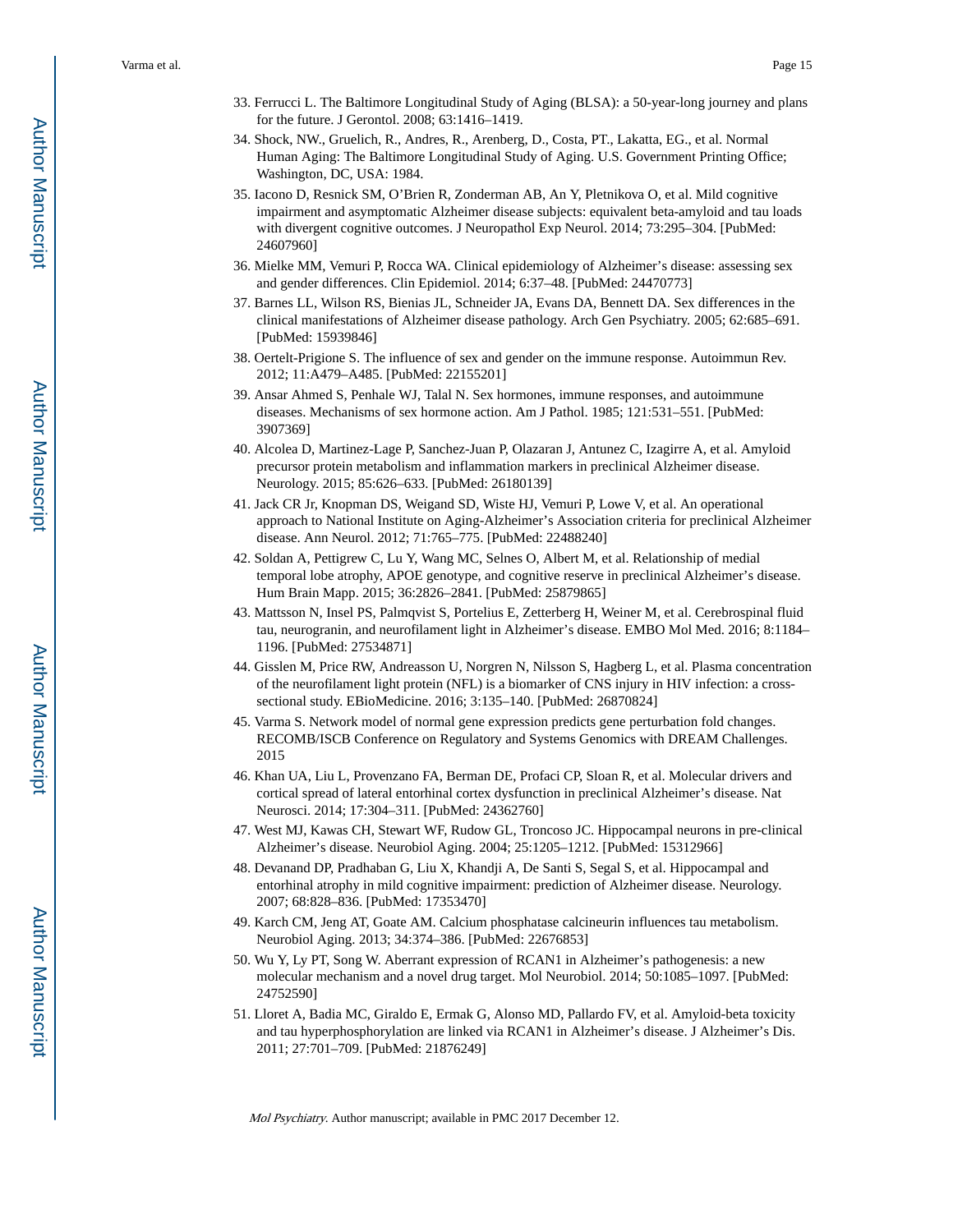33. Ferrucci L. The Baltimore Longitudinal Study of Aging (BLSA): a 50-year-long journey and plans for the future. J Gerontol. 2008; 63:1416–1419.
34. Shock, NW., Gruelich, R., Andres, R., Arenberg, D., Costa, PT., Lakatta, EG., et al. Normal Human Aging: The Baltimore Longitudinal Study of Aging. U.S. Government Printing Office; Washington, DC, USA: 1984.
35. Iacono D, Resnick SM, O'Brien R, Zonderman AB, An Y, Pletnikova O, et al. Mild cognitive impairment and asymptomatic Alzheimer disease subjects: equivalent beta-amyloid and tau loads with divergent cognitive outcomes. J Neuropathol Exp Neurol. 2014; 73:295–304. [PubMed: 24607960]
36. Mielke MM, Vemuri P, Rocca WA. Clinical epidemiology of Alzheimer's disease: assessing sex and gender differences. Clin Epidemiol. 2014; 6:37–48. [PubMed: 24470773]
37. Barnes LL, Wilson RS, Bienias JL, Schneider JA, Evans DA, Bennett DA. Sex differences in the clinical manifestations of Alzheimer disease pathology. Arch Gen Psychiatry. 2005; 62:685–691. [PubMed: 15939846]
38. Oertelt-Prigione S. The influence of sex and gender on the immune response. Autoimmun Rev. 2012; 11:A479–A485. [PubMed: 22155201]
39. Ansar Ahmed S, Penhale WJ, Talal N. Sex hormones, immune responses, and autoimmune diseases. Mechanisms of sex hormone action. Am J Pathol. 1985; 121:531–551. [PubMed: 3907369]
40. Alcolea D, Martinez-Lage P, Sanchez-Juan P, Olazaran J, Antunez C, Izagirre A, et al. Amyloid precursor protein metabolism and inflammation markers in preclinical Alzheimer disease. Neurology. 2015; 85:626–633. [PubMed: 26180139]
41. Jack CR Jr, Knopman DS, Weigand SD, Wiste HJ, Vemuri P, Lowe V, et al. An operational approach to National Institute on Aging-Alzheimer's Association criteria for preclinical Alzheimer disease. Ann Neurol. 2012; 71:765–775. [PubMed: 22488240]
42. Soldan A, Pettigrew C, Lu Y, Wang MC, Selnes O, Albert M, et al. Relationship of medial temporal lobe atrophy, APOE genotype, and cognitive reserve in preclinical Alzheimer's disease. Hum Brain Mapp. 2015; 36:2826–2841. [PubMed: 25879865]
43. Mattsson N, Insel PS, Palmqvist S, Portelius E, Zetterberg H, Weiner M, et al. Cerebrospinal fluid tau, neurogranin, and neurofilament light in Alzheimer's disease. EMBO Mol Med. 2016; 8:1184–1196. [PubMed: 27534871]
44. Gisslen M, Price RW, Andreasson U, Norgren N, Nilsson S, Hagberg L, et al. Plasma concentration of the neurofilament light protein (NFL) is a biomarker of CNS injury in HIV infection: a cross-sectional study. EBioMedicine. 2016; 3:135–140. [PubMed: 26870824]
45. Varma S. Network model of normal gene expression predicts gene perturbation fold changes. RECOMB/ISCB Conference on Regulatory and Systems Genomics with DREAM Challenges. 2015
46. Khan UA, Liu L, Provenzano FA, Berman DE, Profaci CP, Sloan R, et al. Molecular drivers and cortical spread of lateral entorhinal cortex dysfunction in preclinical Alzheimer's disease. Nat Neurosci. 2014; 17:304–311. [PubMed: 24362760]
47. West MJ, Kawas CH, Stewart WF, Rudow GL, Troncoso JC. Hippocampal neurons in pre-clinical Alzheimer's disease. Neurobiol Aging. 2004; 25:1205–1212. [PubMed: 15312966]
48. Devanand DP, Pradhaban G, Liu X, Khandji A, De Santi S, Segal S, et al. Hippocampal and entorhinal atrophy in mild cognitive impairment: prediction of Alzheimer disease. Neurology. 2007; 68:828–836. [PubMed: 17353470]
49. Karch CM, Jeng AT, Goate AM. Calcium phosphatase calcineurin influences tau metabolism. Neurobiol Aging. 2013; 34:374–386. [PubMed: 22676853]
50. Wu Y, Ly PT, Song W. Aberrant expression of RCAN1 in Alzheimer's pathogenesis: a new molecular mechanism and a novel drug target. Mol Neurobiol. 2014; 50:1085–1097. [PubMed: 24752590]
51. Lloret A, Badia MC, Giraldo E, Ermak G, Alonso MD, Pallardo FV, et al. Amyloid-beta toxicity and tau hyperphosphorylation are linked via RCAN1 in Alzheimer's disease. J Alzheimer's Dis. 2011; 27:701–709. [PubMed: 21876249]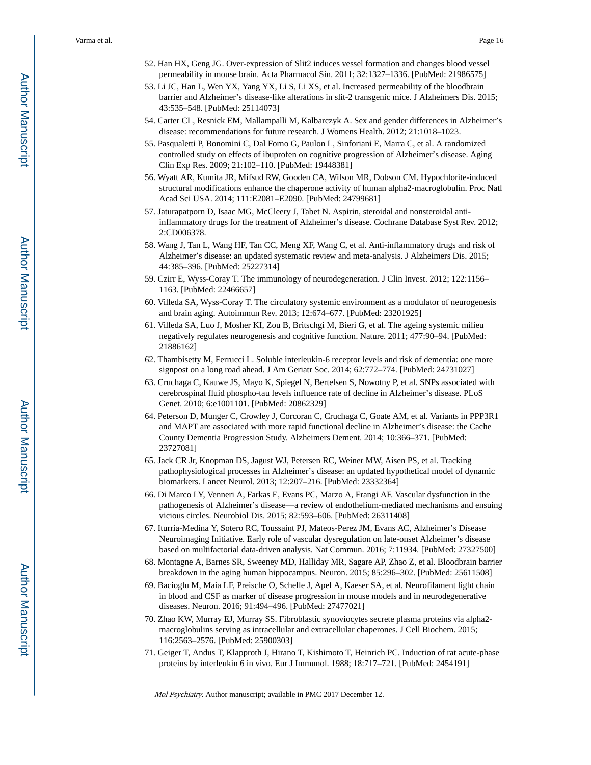52. Han HX, Geng JG. Over-expression of Slit2 induces vessel formation and changes blood vessel permeability in mouse brain. Acta Pharmacol Sin. 2011; 32:1327–1336. [PubMed: 21986575]
53. Li JC, Han L, Wen YX, Yang YX, Li S, Li XS, et al. Increased permeability of the bloodbrain barrier and Alzheimer's disease-like alterations in slit-2 transgenic mice. J Alzheimers Dis. 2015; 43:535–548. [PubMed: 25114073]
54. Carter CL, Resnick EM, Mallampalli M, Kalbarczyk A. Sex and gender differences in Alzheimer's disease: recommendations for future research. J Womens Health. 2012; 21:1018–1023.
55. Pasqualetti P, Bonomini C, Dal Forno G, Paulon L, Sinforiani E, Marra C, et al. A randomized controlled study on effects of ibuprofen on cognitive progression of Alzheimer's disease. Aging Clin Exp Res. 2009; 21:102–110. [PubMed: 19448381]
56. Wyatt AR, Kumita JR, Mifsud RW, Gooden CA, Wilson MR, Dobson CM. Hypochlorite-induced structural modifications enhance the chaperone activity of human alpha2-macroglobulin. Proc Natl Acad Sci USA. 2014; 111:E2081–E2090. [PubMed: 24799681]
57. Jaturapatporn D, Isaac MG, McCleery J, Tabet N. Aspirin, steroidal and nonsteroidal anti-inflammatory drugs for the treatment of Alzheimer's disease. Cochrane Database Syst Rev. 2012; 2:CD006378.
58. Wang J, Tan L, Wang HF, Tan CC, Meng XF, Wang C, et al. Anti-inflammatory drugs and risk of Alzheimer's disease: an updated systematic review and meta-analysis. J Alzheimers Dis. 2015; 44:385–396. [PubMed: 25227314]
59. Czirr E, Wyss-Coray T. The immunology of neurodegeneration. J Clin Invest. 2012; 122:1156–1163. [PubMed: 22466657]
60. Villeda SA, Wyss-Coray T. The circulatory systemic environment as a modulator of neurogenesis and brain aging. Autoimmun Rev. 2013; 12:674–677. [PubMed: 23201925]
61. Villeda SA, Luo J, Mosher KI, Zou B, Britschgi M, Bieri G, et al. The ageing systemic milieu negatively regulates neurogenesis and cognitive function. Nature. 2011; 477:90–94. [PubMed: 21886162]
62. Thambisetty M, Ferrucci L. Soluble interleukin-6 receptor levels and risk of dementia: one more signpost on a long road ahead. J Am Geriatr Soc. 2014; 62:772–774. [PubMed: 24731027]
63. Cruchaga C, Kauwe JS, Mayo K, Spiegel N, Bertelsen S, Nowotny P, et al. SNPs associated with cerebrospinal fluid phospho-tau levels influence rate of decline in Alzheimer's disease. PLoS Genet. 2010; 6:e1001101. [PubMed: 20862329]
64. Peterson D, Munger C, Crowley J, Corcoran C, Cruchaga C, Goate AM, et al. Variants in PPP3R1 and MAPT are associated with more rapid functional decline in Alzheimer's disease: the Cache County Dementia Progression Study. Alzheimers Dement. 2014; 10:366–371. [PubMed: 23727081]
65. Jack CR Jr, Knopman DS, Jagust WJ, Petersen RC, Weiner MW, Aisen PS, et al. Tracking pathophysiological processes in Alzheimer's disease: an updated hypothetical model of dynamic biomarkers. Lancet Neurol. 2013; 12:207–216. [PubMed: 23332364]
66. Di Marco LY, Venneri A, Farkas E, Evans PC, Marzo A, Frangi AF. Vascular dysfunction in the pathogenesis of Alzheimer's disease—a review of endothelium-mediated mechanisms and ensuing vicious circles. Neurobiol Dis. 2015; 82:593–606. [PubMed: 26311408]
67. Iturria-Medina Y, Sotero RC, Toussaint PJ, Mateos-Perez JM, Evans AC, Alzheimer's Disease Neuroimaging Initiative. Early role of vascular dysregulation on late-onset Alzheimer's disease based on multifactorial data-driven analysis. Nat Commun. 2016; 7:11934. [PubMed: 27327500]
68. Montagne A, Barnes SR, Sweeney MD, Halliday MR, Sagare AP, Zhao Z, et al. Bloodbrain barrier breakdown in the aging human hippocampus. Neuron. 2015; 85:296–302. [PubMed: 25611508]
69. Bacioglu M, Maia LF, Preische O, Schelle J, Apel A, Kaeser SA, et al. Neurofilament light chain in blood and CSF as marker of disease progression in mouse models and in neurodegenerative diseases. Neuron. 2016; 91:494–496. [PubMed: 27477021]
70. Zhao KW, Murray EJ, Murray SS. Fibroblastic synoviocytes secrete plasma proteins via alpha2-macroglobulins serving as intracellular and extracellular chaperones. J Cell Biochem. 2015; 116:2563–2576. [PubMed: 25900303]
71. Geiger T, Andus T, Klapproth J, Hirano T, Kishimoto T, Heinrich PC. Induction of rat acute-phase proteins by interleukin 6 in vivo. Eur J Immunol. 1988; 18:717–721. [PubMed: 2454191]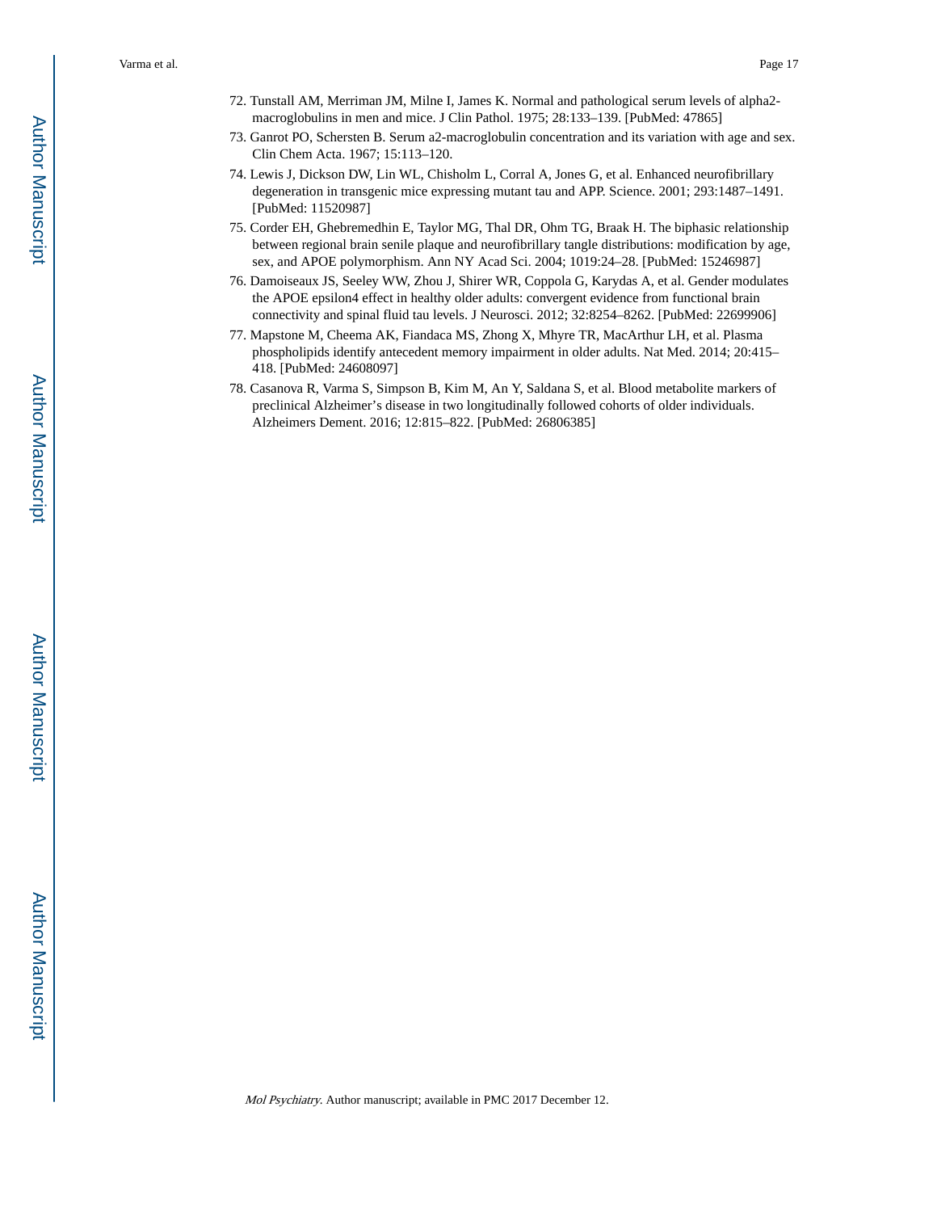72. Tunstall AM, Merriman JM, Milne I, James K. Normal and pathological serum levels of alpha2-macroglobulins in men and mice. J Clin Pathol. 1975; 28:133–139. [PubMed: 47865]
73. Ganrot PO, Schersten B. Serum a2-macroglobulin concentration and its variation with age and sex. Clin Chem Acta. 1967; 15:113–120.
74. Lewis J, Dickson DW, Lin WL, Chisholm L, Corral A, Jones G, et al. Enhanced neurofibrillary degeneration in transgenic mice expressing mutant tau and APP. Science. 2001; 293:1487–1491. [PubMed: 11520987]
75. Corder EH, Ghebremedhin E, Taylor MG, Thal DR, Ohm TG, Braak H. The biphasic relationship between regional brain senile plaque and neurofibrillary tangle distributions: modification by age, sex, and APOE polymorphism. Ann NY Acad Sci. 2004; 1019:24–28. [PubMed: 15246987]
76. Damoiseaux JS, Seeley WW, Zhou J, Shirer WR, Coppola G, Karydas A, et al. Gender modulates the APOE epsilon4 effect in healthy older adults: convergent evidence from functional brain connectivity and spinal fluid tau levels. J Neurosci. 2012; 32:8254–8262. [PubMed: 22699906]
77. Mapstone M, Cheema AK, Fiandaca MS, Zhong X, Mhyre TR, MacArthur LH, et al. Plasma phospholipids identify antecedent memory impairment in older adults. Nat Med. 2014; 20:415–418. [PubMed: 24608097]
78. Casanova R, Varma S, Simpson B, Kim M, An Y, Saldana S, et al. Blood metabolite markers of preclinical Alzheimer's disease in two longitudinally followed cohorts of older individuals. Alzheimers Dement. 2016; 12:815–822. [PubMed: 26806385]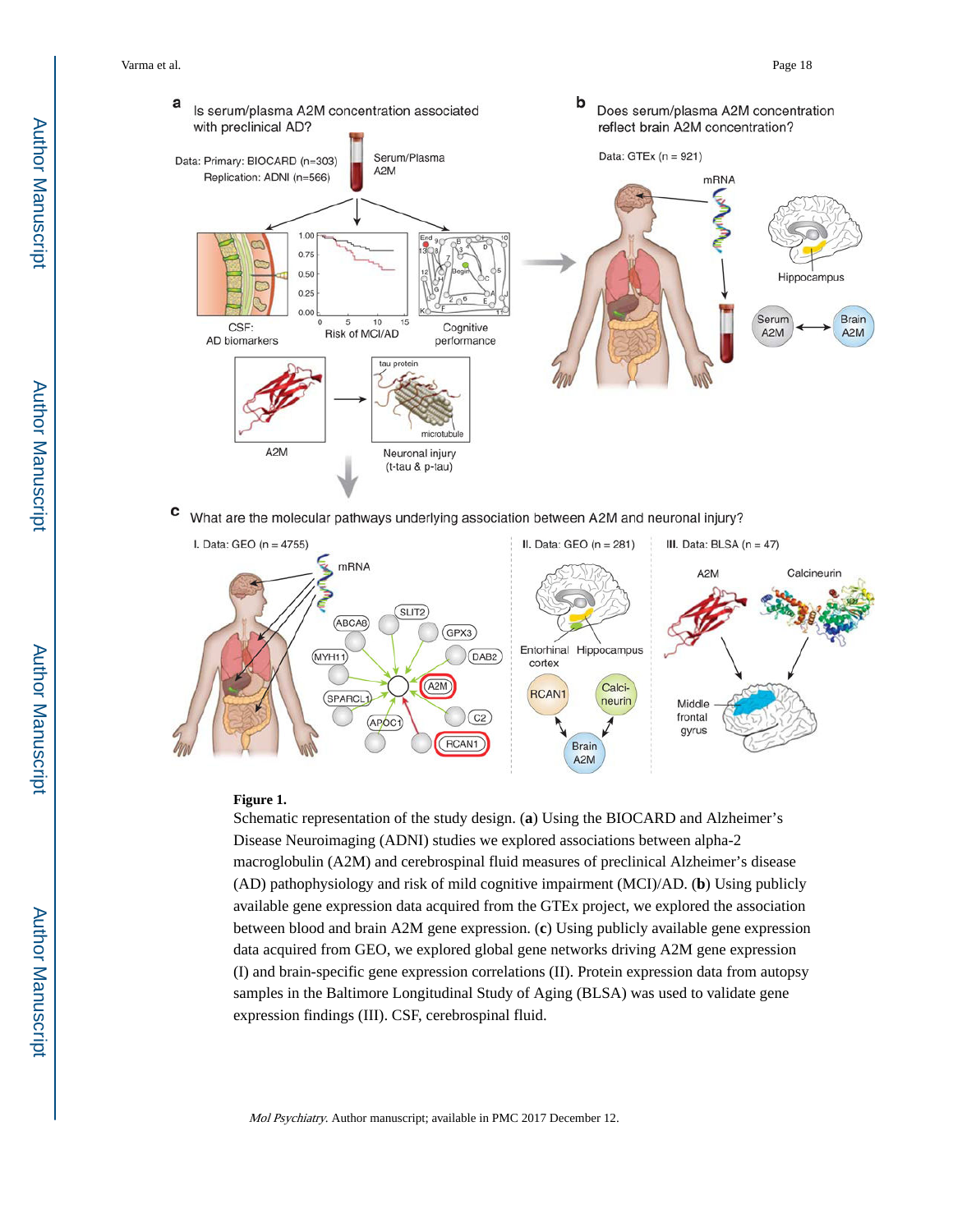**Figure 1.**

Schematic representation of the study design. (**a**) Using the BIOCARD and Alzheimer's Disease Neuroimaging (ADNI) studies we explored associations between alpha-2 macroglobulin (A2M) and cerebrospinal fluid measures of preclinical Alzheimer's disease (AD) pathophysiology and risk of mild cognitive impairment (MCI)/AD. (**b**) Using publicly available gene expression data acquired from the GTEx project, we explored the association between blood and brain A2M gene expression. (**c**) Using publicly available gene expression data acquired from GEO, we explored global gene networks driving A2M gene expression (I) and brain-specific gene expression correlations (II). Protein expression data from autopsy samples in the Baltimore Longitudinal Study of Aging (BLSA) was used to validate gene expression findings (III). CSF, cerebrospinal fluid.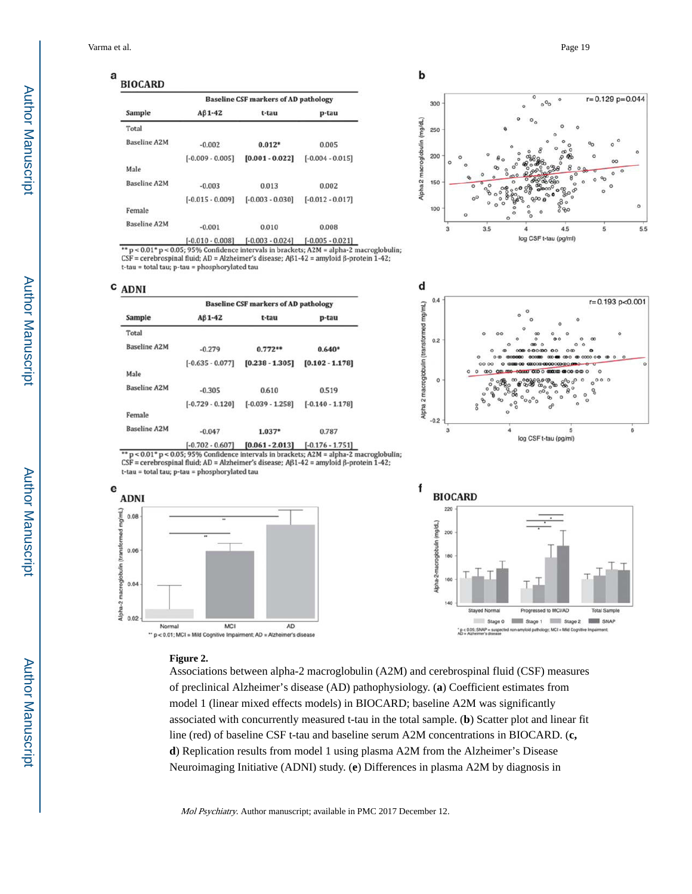**a** **BIOCARD**

| Sample | Baseline CSF markers of AD pathology | | |
|---|---|---|---|
| | Aβ1-42 | t-tau | p-tau |
| Total | | | |
| Baseline A2M | -0.002 | **0.012*** | 0.005 |
| | [-0.009 - 0.005] | **[0.001 - 0.022]** | [-0.004 - 0.015] |
| Male | | | |
| Baseline A2M | -0.003 | 0.013 | 0.002 |
| | [-0.015 - 0.009] | [-0.003 - 0.030] | [-0.012 - 0.017] |
| Female | | | |
| Baseline A2M | -0.001 | 0.010 | 0.008 |
| | [-0.010 - 0.008] | [-0.003 - 0.024] | [-0.005 - 0.021] |

** $p < 0.01$ * $p < 0.05$; 95% Confidence intervals in brackets; A2M = alpha-2 macroglobulin; CSF = cerebrospinal fluid; AD = Alzheimer's disease; Aβ1-42 = amyloid β-protein 1-42; t-tau = total tau; p-tau = phosphorylated tau

**c** **ADNI**

| Sample | Baseline CSF markers of AD pathology | | |
|---|---|---|---|
| | Aβ1-42 | t-tau | p-tau |
| Total | | | |
| Baseline A2M | -0.279 | **0.772**** | **0.640*** |
| | [-0.635 - 0.077] | **[0.238 - 1.305]** | **[0.102 - 1.178]** |
| Male | | | |
| Baseline A2M | -0.305 | 0.610 | 0.519 |
| | [-0.729 - 0.120] | [-0.039 - 1.258] | [-0.140 - 1.178] |
| Female | | | |
| Baseline A2M | -0.047 | **1.037*** | 0.787 |
| | [-0.702 - 0.607] | **[0.061 - 2.013]** | [-0.176 - 1.751] |

** $p < 0.01$ * $p < 0.05$; 95% Confidence intervals in brackets; A2M = alpha-2 macroglobulin; CSF = cerebrospinal fluid; AD = Alzheimer's disease; Aβ1-42 = amyloid β-protein 1-42; t-tau = total tau; p-tau = phosphorylated tau

**Figure 2.**

Associations between alpha-2 macroglobulin (A2M) and cerebrospinal fluid (CSF) measures of preclinical Alzheimer's disease (AD) pathophysiology. (**a**) Coefficient estimates from model 1 (linear mixed effects models) in BIOCARD; baseline A2M was significantly associated with concurrently measured t-tau in the total sample. (**b**) Scatter plot and linear fit line (red) of baseline CSF t-tau and baseline serum A2M concentrations in BIOCARD. (**c, d**) Replication results from model 1 using plasma A2M from the Alzheimer's Disease Neuroimaging Initiative (ADNI) study. (**e**) Differences in plasma A2M by diagnosis in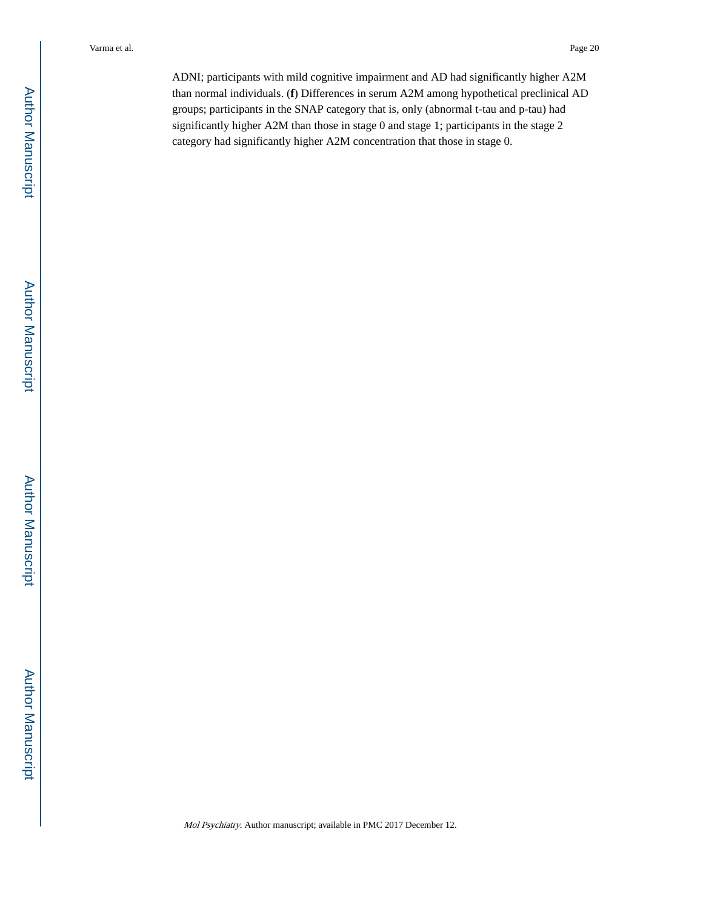ADNI; participants with mild cognitive impairment and AD had significantly higher A2M than normal individuals. (**f**) Differences in serum A2M among hypothetical preclinical AD groups; participants in the SNAP category that is, only (abnormal t-tau and p-tau) had significantly higher A2M than those in stage 0 and stage 1; participants in the stage 2 category had significantly higher A2M concentration that those in stage 0.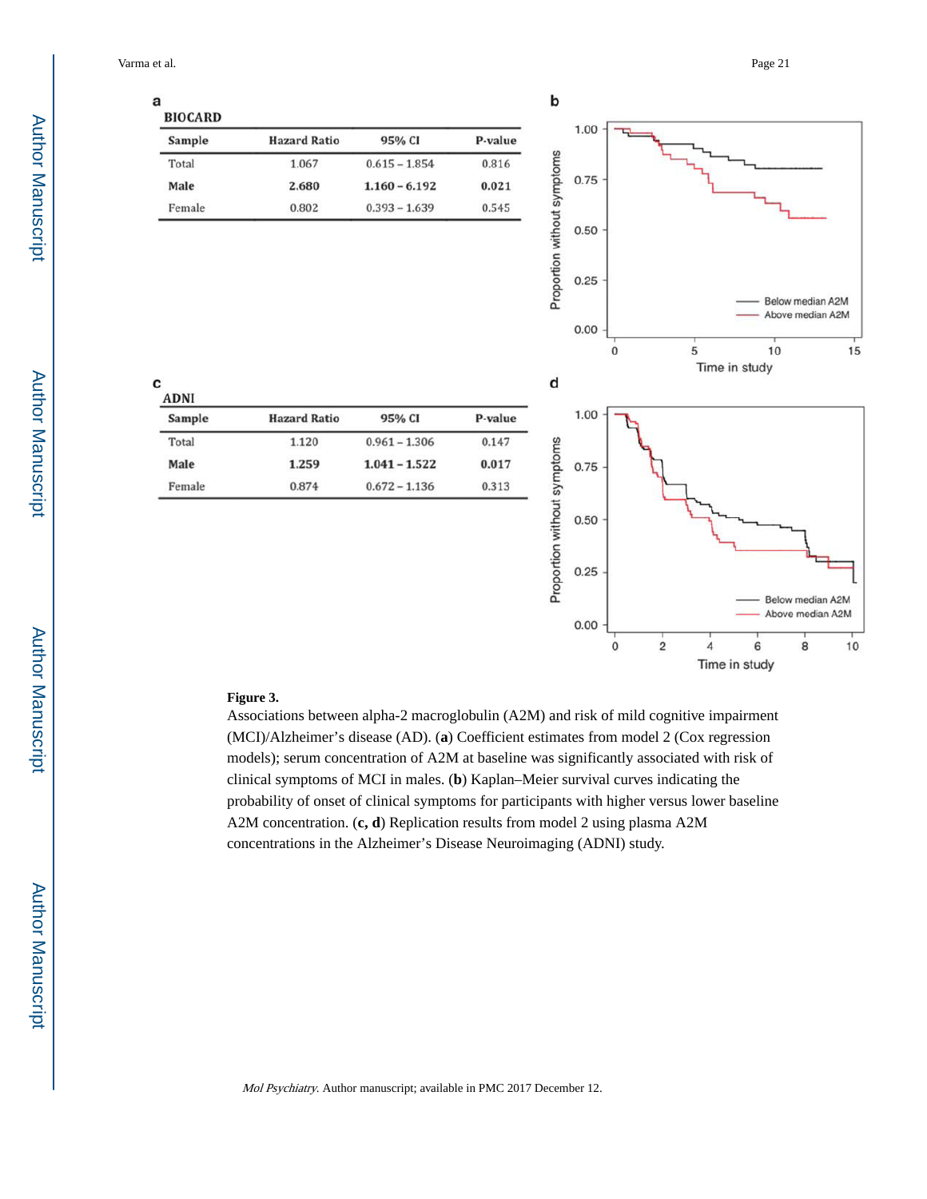**a**

**BIOCARD**

| Sample | Hazard Ratio | 95% CI | P-value |
|---|---|---|---|
| Total | 1.067 | 0.615 – 1.854 | 0.816 |
| **Male** | **2.680** | **1.160 – 6.192** | **0.021** |
| Female | 0.802 | 0.393 – 1.639 | 0.545 |

**c**

**ADNI**

| Sample | Hazard Ratio | 95% CI | P-value |
|---|---|---|---|
| Total | 1.120 | 0.961 – 1.306 | 0.147 |
| **Male** | **1.259** | **1.041 – 1.522** | **0.017** |
| Female | 0.874 | 0.672 – 1.136 | 0.313 |

**Figure 3.**

Associations between alpha-2 macroglobulin (A2M) and risk of mild cognitive impairment (MCI)/Alzheimer's disease (AD). (**a**) Coefficient estimates from model 2 (Cox regression models); serum concentration of A2M at baseline was significantly associated with risk of clinical symptoms of MCI in males. (**b**) Kaplan–Meier survival curves indicating the probability of onset of clinical symptoms for participants with higher versus lower baseline A2M concentration. (**c, d**) Replication results from model 2 using plasma A2M concentrations in the Alzheimer's Disease Neuroimaging (ADNI) study.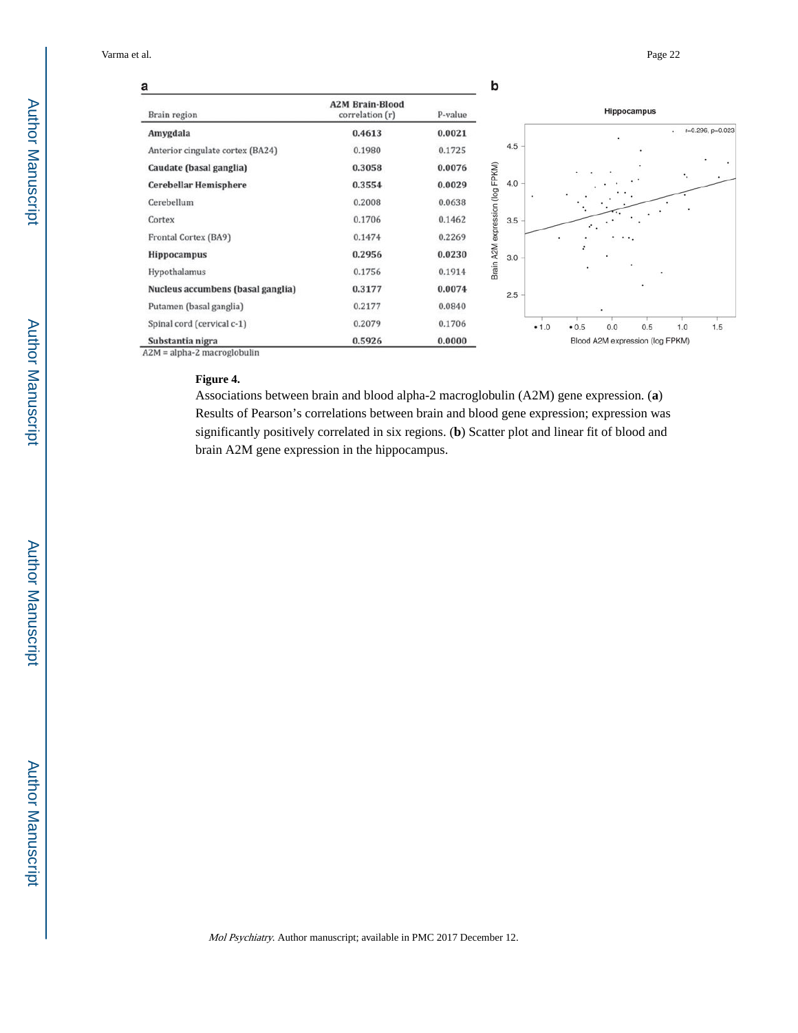a

| Brain region | A2M Brain-Blood correlation (r) | P-value |
|---|---|---|
| **Amygdala** | **0.4613** | **0.0021** |
| Anterior cingulate cortex (BA24) | 0.1980 | 0.1725 |
| **Caudate (basal ganglia)** | **0.3058** | **0.0076** |
| **Cerebellar Hemisphere** | **0.3554** | **0.0029** |
| Cerebellum | 0.2008 | 0.0638 |
| Cortex | 0.1706 | 0.1462 |
| Frontal Cortex (BA9) | 0.1474 | 0.2269 |
| **Hippocampus** | **0.2956** | **0.0230** |
| Hypothalamus | 0.1756 | 0.1914 |
| **Nucleus accumbens (basal ganglia)** | **0.3177** | **0.0074** |
| Putamen (basal ganglia) | 0.2177 | 0.0840 |
| Spinal cord (cervical c-1) | 0.2079 | 0.1706 |
| **Substantia nigra** | **0.5926** | **0.0000** |

A2M = alpha-2 macroglobulin

b

**Figure 4.**

Associations between brain and blood alpha-2 macroglobulin (A2M) gene expression. (**a**) Results of Pearson's correlations between brain and blood gene expression; expression was significantly positively correlated in six regions. (**b**) Scatter plot and linear fit of blood and brain A2M gene expression in the hippocampus.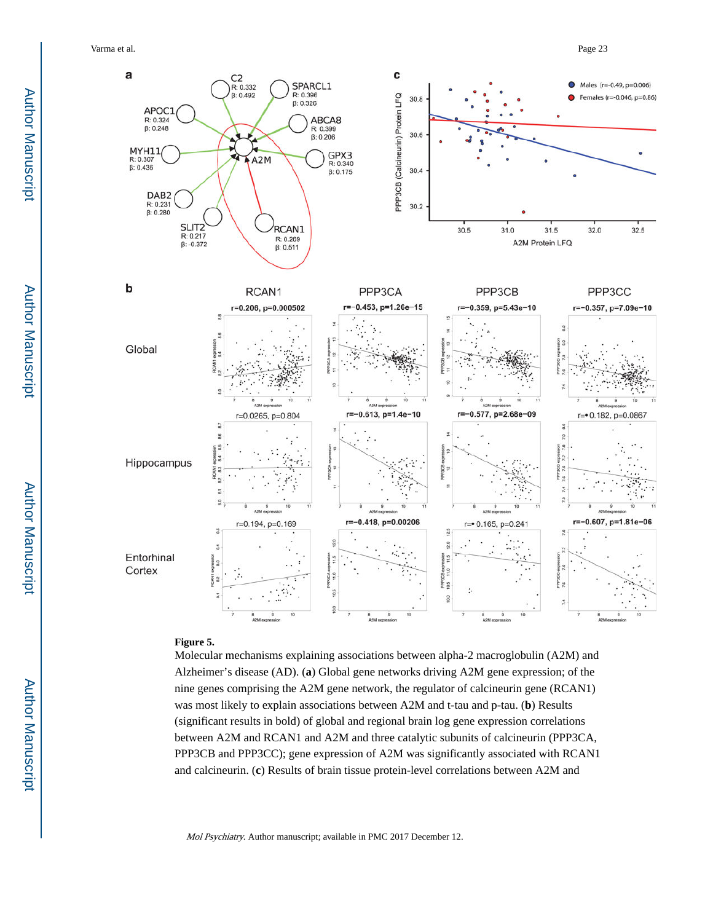**Figure 5.**

Molecular mechanisms explaining associations between alpha-2 macroglobulin (A2M) and Alzheimer's disease (AD). (**a**) Global gene networks driving A2M gene expression; of the nine genes comprising the A2M gene network, the regulator of calcineurin gene (RCAN1) was most likely to explain associations between A2M and t-tau and p-tau. (**b**) Results (significant results in bold) of global and regional brain log gene expression correlations between A2M and RCAN1 and A2M and three catalytic subunits of calcineurin (PPP3CA, PPP3CB and PPP3CC); gene expression of A2M was significantly associated with RCAN1 and calcineurin. (**c**) Results of brain tissue protein-level correlations between A2M and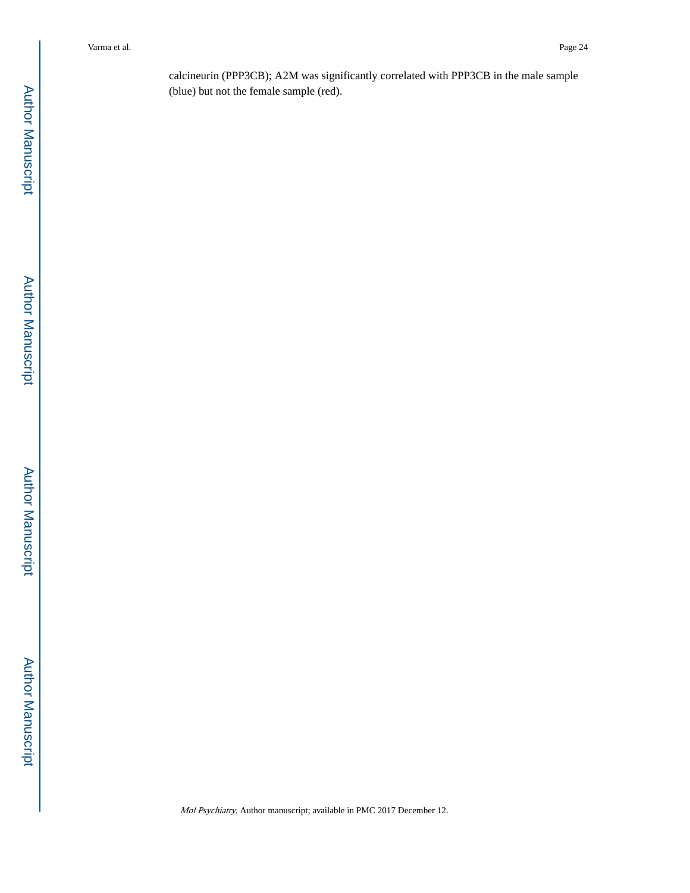calcineurin (PPP3CB); A2M was significantly correlated with PPP3CB in the male sample (blue) but not the female sample (red).